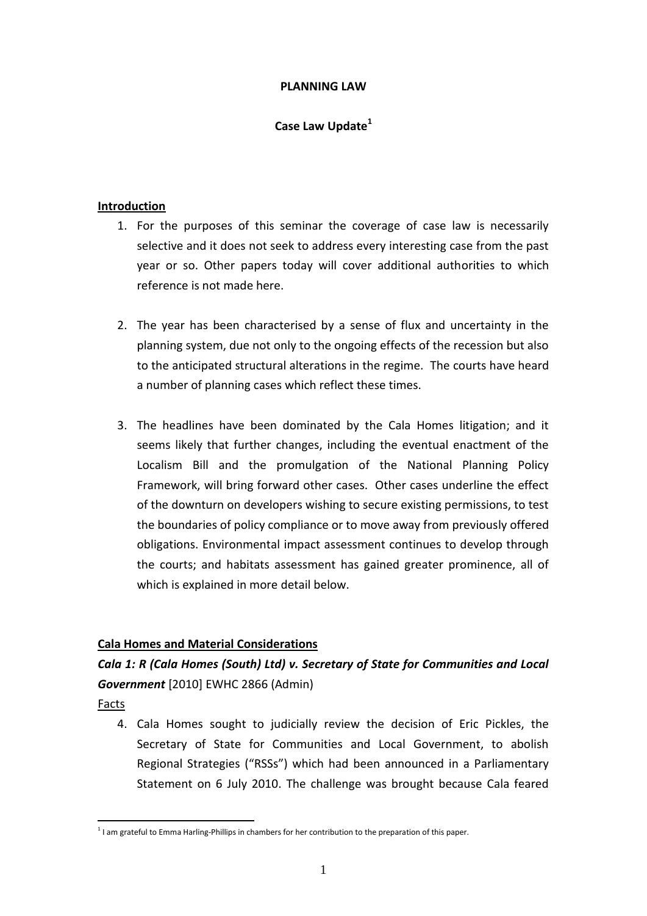# PLANNING LAW

## Case Law Update[1]

### Introduction

1. For the purposes of this seminar the coverage of case law is necessarily selective and it does not seek to address every interesting case from the past year or so. Other papers today will cover additional authorities to which reference is not made here.

2. The year has been characterised by a sense of flux and uncertainty in the planning system, due not only to the ongoing effects of the recession but also to the anticipated structural alterations in the regime. The courts have heard a number of planning cases which reflect these times.

3. The headlines have been dominated by the Cala Homes litigation; and it seems likely that further changes, including the eventual enactment of the Localism Bill and the promulgation of the National Planning Policy Framework, will bring forward other cases. Other cases underline the effect of the downturn on developers wishing to secure existing permissions, to test the boundaries of policy compliance or to move away from previously offered obligations. Environmental impact assessment continues to develop through the courts; and habitats assessment has gained greater prominence, all of which is explained in more detail below.

### Cala Homes and Material Considerations

***Cala 1: R (Cala Homes (South) Ltd) v. Secretary of State for Communities and Local Government*** [2010] EWHC 2866 (Admin)

Facts

4. Cala Homes sought to judicially review the decision of Eric Pickles, the Secretary of State for Communities and Local Government, to abolish Regional Strategies ("RSSs") which had been announced in a Parliamentary Statement on 6 July 2010. The challenge was brought because Cala feared

---

[1] I am grateful to Emma Harling-Phillips in chambers for her contribution to the preparation of this paper.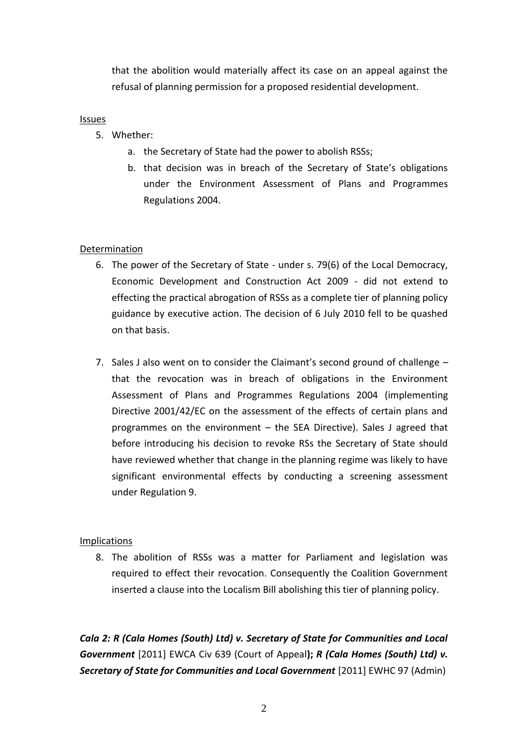that the abolition would materially affect its case on an appeal against the refusal of planning permission for a proposed residential development.

Issues

5. Whether:
   a. the Secretary of State had the power to abolish RSSs;
   b. that decision was in breach of the Secretary of State's obligations under the Environment Assessment of Plans and Programmes Regulations 2004.

Determination

6. The power of the Secretary of State - under s. 79(6) of the Local Democracy, Economic Development and Construction Act 2009 - did not extend to effecting the practical abrogation of RSSs as a complete tier of planning policy guidance by executive action. The decision of 6 July 2010 fell to be quashed on that basis.

7. Sales J also went on to consider the Claimant's second ground of challenge – that the revocation was in breach of obligations in the Environment Assessment of Plans and Programmes Regulations 2004 (implementing Directive 2001/42/EC on the assessment of the effects of certain plans and programmes on the environment – the SEA Directive). Sales J agreed that before introducing his decision to revoke RSs the Secretary of State should have reviewed whether that change in the planning regime was likely to have significant environmental effects by conducting a screening assessment under Regulation 9.

Implications

8. The abolition of RSSs was a matter for Parliament and legislation was required to effect their revocation. Consequently the Coalition Government inserted a clause into the Localism Bill abolishing this tier of planning policy.

***Cala 2: R (Cala Homes (South) Ltd) v. Secretary of State for Communities and Local Government*** [2011] EWCA Civ 639 (Court of Appeal)**;** ***R (Cala Homes (South) Ltd) v. Secretary of State for Communities and Local Government*** [2011] EWHC 97 (Admin)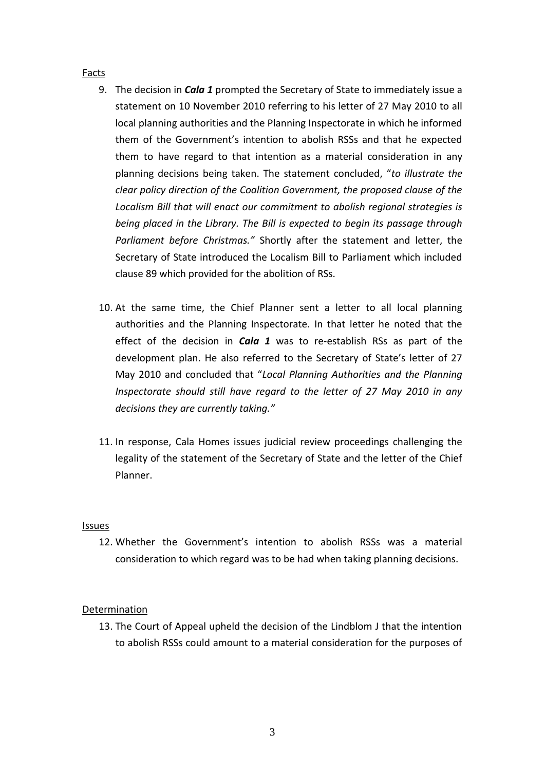Facts

9. The decision in ***Cala 1*** prompted the Secretary of State to immediately issue a statement on 10 November 2010 referring to his letter of 27 May 2010 to all local planning authorities and the Planning Inspectorate in which he informed them of the Government's intention to abolish RSSs and that he expected them to have regard to that intention as a material consideration in any planning decisions being taken. The statement concluded, "*to illustrate the clear policy direction of the Coalition Government, the proposed clause of the Localism Bill that will enact our commitment to abolish regional strategies is being placed in the Library. The Bill is expected to begin its passage through Parliament before Christmas.*" Shortly after the statement and letter, the Secretary of State introduced the Localism Bill to Parliament which included clause 89 which provided for the abolition of RSs.

10. At the same time, the Chief Planner sent a letter to all local planning authorities and the Planning Inspectorate. In that letter he noted that the effect of the decision in ***Cala 1*** was to re-establish RSs as part of the development plan. He also referred to the Secretary of State's letter of 27 May 2010 and concluded that "*Local Planning Authorities and the Planning Inspectorate should still have regard to the letter of 27 May 2010 in any decisions they are currently taking.*"

11. In response, Cala Homes issues judicial review proceedings challenging the legality of the statement of the Secretary of State and the letter of the Chief Planner.

Issues

12. Whether the Government's intention to abolish RSSs was a material consideration to which regard was to be had when taking planning decisions.

Determination

13. The Court of Appeal upheld the decision of the Lindblom J that the intention to abolish RSSs could amount to a material consideration for the purposes of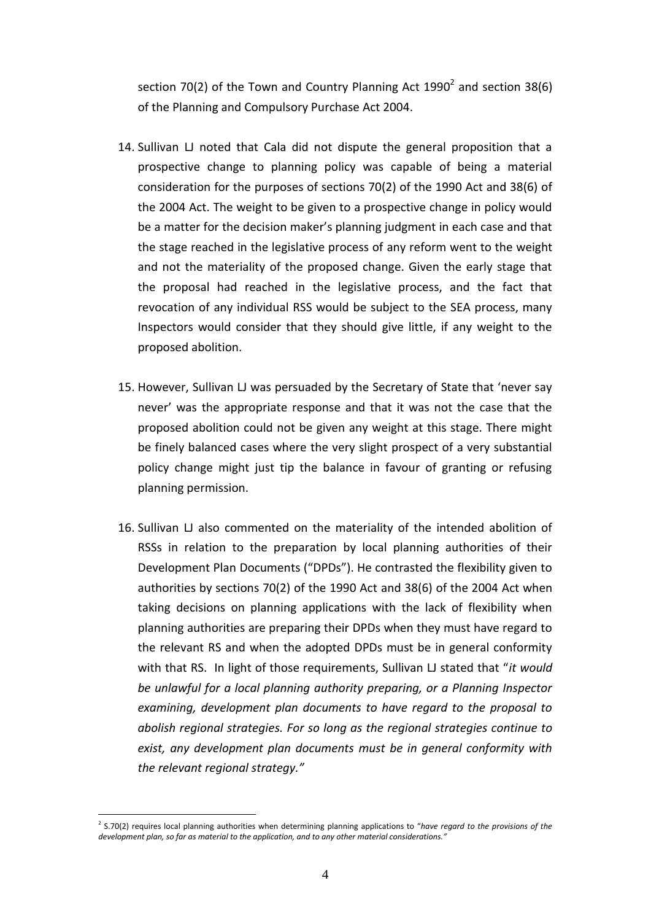section 70(2) of the Town and Country Planning Act 1990[2] and section 38(6) of the Planning and Compulsory Purchase Act 2004.

14. Sullivan LJ noted that Cala did not dispute the general proposition that a prospective change to planning policy was capable of being a material consideration for the purposes of sections 70(2) of the 1990 Act and 38(6) of the 2004 Act. The weight to be given to a prospective change in policy would be a matter for the decision maker's planning judgment in each case and that the stage reached in the legislative process of any reform went to the weight and not the materiality of the proposed change. Given the early stage that the proposal had reached in the legislative process, and the fact that revocation of any individual RSS would be subject to the SEA process, many Inspectors would consider that they should give little, if any weight to the proposed abolition.

15. However, Sullivan LJ was persuaded by the Secretary of State that 'never say never' was the appropriate response and that it was not the case that the proposed abolition could not be given any weight at this stage. There might be finely balanced cases where the very slight prospect of a very substantial policy change might just tip the balance in favour of granting or refusing planning permission.

16. Sullivan LJ also commented on the materiality of the intended abolition of RSSs in relation to the preparation by local planning authorities of their Development Plan Documents ("DPDs"). He contrasted the flexibility given to authorities by sections 70(2) of the 1990 Act and 38(6) of the 2004 Act when taking decisions on planning applications with the lack of flexibility when planning authorities are preparing their DPDs when they must have regard to the relevant RS and when the adopted DPDs must be in general conformity with that RS. In light of those requirements, Sullivan LJ stated that "*it would be unlawful for a local planning authority preparing, or a Planning Inspector examining, development plan documents to have regard to the proposal to abolish regional strategies. For so long as the regional strategies continue to exist, any development plan documents must be in general conformity with the relevant regional strategy."*

[2] S.70(2) requires local planning authorities when determining planning applications to "*have regard to the provisions of the development plan, so far as material to the application, and to any other material considerations."*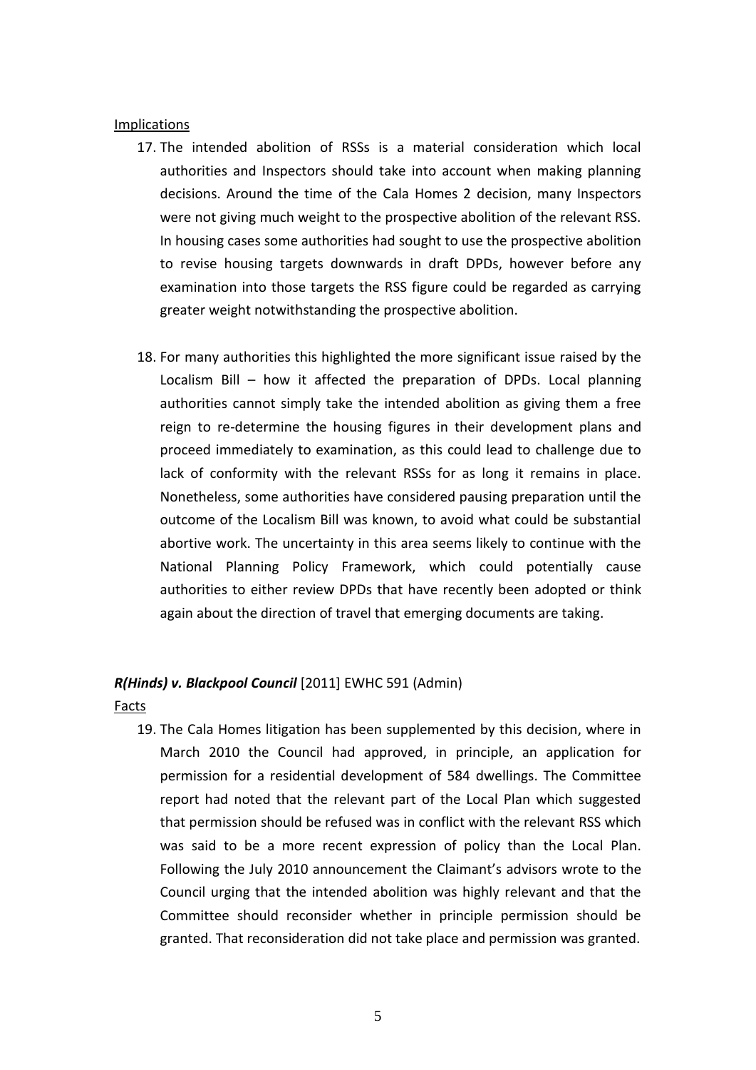Implications

17. The intended abolition of RSSs is a material consideration which local authorities and Inspectors should take into account when making planning decisions. Around the time of the Cala Homes 2 decision, many Inspectors were not giving much weight to the prospective abolition of the relevant RSS. In housing cases some authorities had sought to use the prospective abolition to revise housing targets downwards in draft DPDs, however before any examination into those targets the RSS figure could be regarded as carrying greater weight notwithstanding the prospective abolition.

18. For many authorities this highlighted the more significant issue raised by the Localism Bill – how it affected the preparation of DPDs. Local planning authorities cannot simply take the intended abolition as giving them a free reign to re-determine the housing figures in their development plans and proceed immediately to examination, as this could lead to challenge due to lack of conformity with the relevant RSSs for as long it remains in place. Nonetheless, some authorities have considered pausing preparation until the outcome of the Localism Bill was known, to avoid what could be substantial abortive work. The uncertainty in this area seems likely to continue with the National Planning Policy Framework, which could potentially cause authorities to either review DPDs that have recently been adopted or think again about the direction of travel that emerging documents are taking.

***R(Hinds) v. Blackpool Council*** [2011] EWHC 591 (Admin)

Facts

19. The Cala Homes litigation has been supplemented by this decision, where in March 2010 the Council had approved, in principle, an application for permission for a residential development of 584 dwellings. The Committee report had noted that the relevant part of the Local Plan which suggested that permission should be refused was in conflict with the relevant RSS which was said to be a more recent expression of policy than the Local Plan. Following the July 2010 announcement the Claimant's advisors wrote to the Council urging that the intended abolition was highly relevant and that the Committee should reconsider whether in principle permission should be granted. That reconsideration did not take place and permission was granted.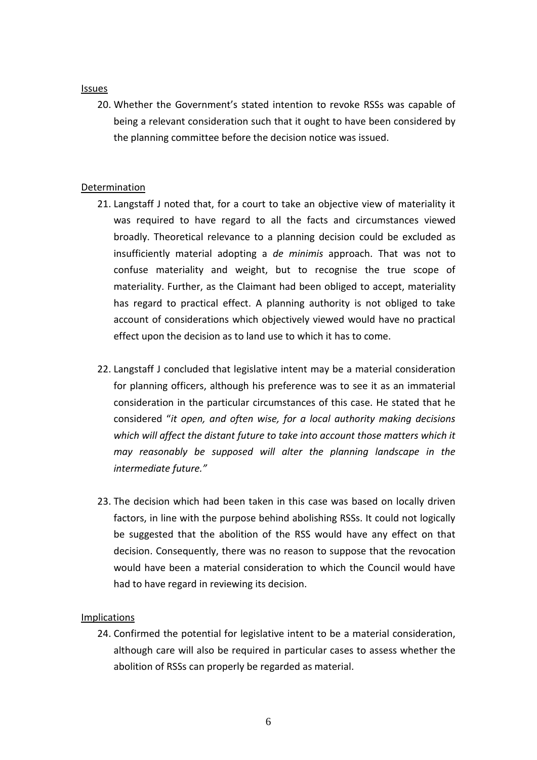Issues

20. Whether the Government's stated intention to revoke RSSs was capable of being a relevant consideration such that it ought to have been considered by the planning committee before the decision notice was issued.

Determination

21. Langstaff J noted that, for a court to take an objective view of materiality it was required to have regard to all the facts and circumstances viewed broadly. Theoretical relevance to a planning decision could be excluded as insufficiently material adopting a *de minimis* approach. That was not to confuse materiality and weight, but to recognise the true scope of materiality. Further, as the Claimant had been obliged to accept, materiality has regard to practical effect. A planning authority is not obliged to take account of considerations which objectively viewed would have no practical effect upon the decision as to land use to which it has to come.

22. Langstaff J concluded that legislative intent may be a material consideration for planning officers, although his preference was to see it as an immaterial consideration in the particular circumstances of this case. He stated that he considered "*it open, and often wise, for a local authority making decisions which will affect the distant future to take into account those matters which it may reasonably be supposed will alter the planning landscape in the intermediate future.*"

23. The decision which had been taken in this case was based on locally driven factors, in line with the purpose behind abolishing RSSs. It could not logically be suggested that the abolition of the RSS would have any effect on that decision. Consequently, there was no reason to suppose that the revocation would have been a material consideration to which the Council would have had to have regard in reviewing its decision.

Implications

24. Confirmed the potential for legislative intent to be a material consideration, although care will also be required in particular cases to assess whether the abolition of RSSs can properly be regarded as material.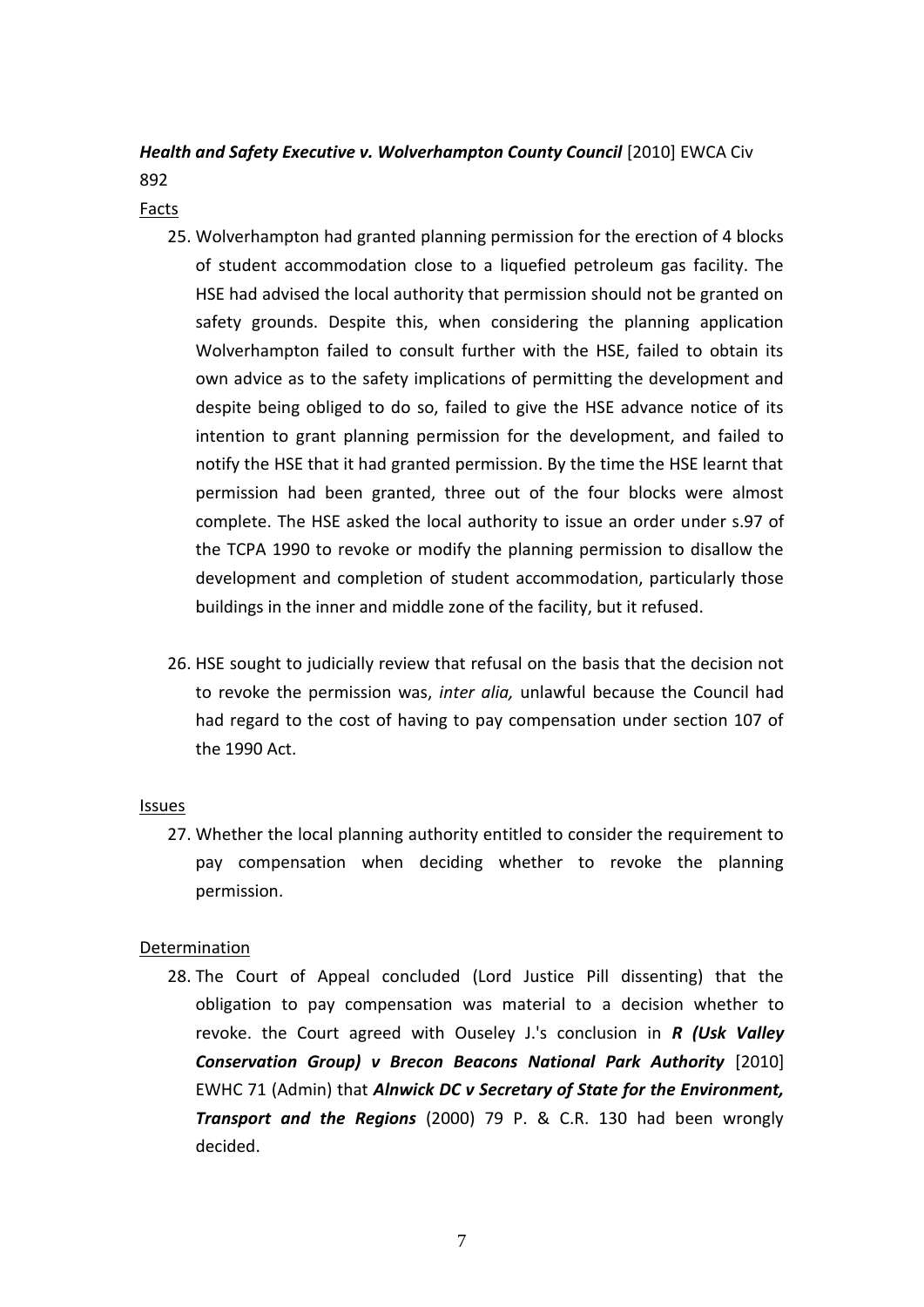***Health and Safety Executive v. Wolverhampton County Council*** [2010] EWCA Civ 892

<u>Facts</u>

25. Wolverhampton had granted planning permission for the erection of 4 blocks of student accommodation close to a liquefied petroleum gas facility. The HSE had advised the local authority that permission should not be granted on safety grounds. Despite this, when considering the planning application Wolverhampton failed to consult further with the HSE, failed to obtain its own advice as to the safety implications of permitting the development and despite being obliged to do so, failed to give the HSE advance notice of its intention to grant planning permission for the development, and failed to notify the HSE that it had granted permission. By the time the HSE learnt that permission had been granted, three out of the four blocks were almost complete. The HSE asked the local authority to issue an order under s.97 of the TCPA 1990 to revoke or modify the planning permission to disallow the development and completion of student accommodation, particularly those buildings in the inner and middle zone of the facility, but it refused.

26. HSE sought to judicially review that refusal on the basis that the decision not to revoke the permission was, *inter alia,* unlawful because the Council had had regard to the cost of having to pay compensation under section 107 of the 1990 Act.

<u>Issues</u>

27. Whether the local planning authority entitled to consider the requirement to pay compensation when deciding whether to revoke the planning permission.

<u>Determination</u>

28. The Court of Appeal concluded (Lord Justice Pill dissenting) that the obligation to pay compensation was material to a decision whether to revoke. the Court agreed with Ouseley J.'s conclusion in ***R (Usk Valley Conservation Group) v Brecon Beacons National Park Authority*** [2010] EWHC 71 (Admin) that ***Alnwick DC v Secretary of State for the Environment, Transport and the Regions*** (2000) 79 P. & C.R. 130 had been wrongly decided.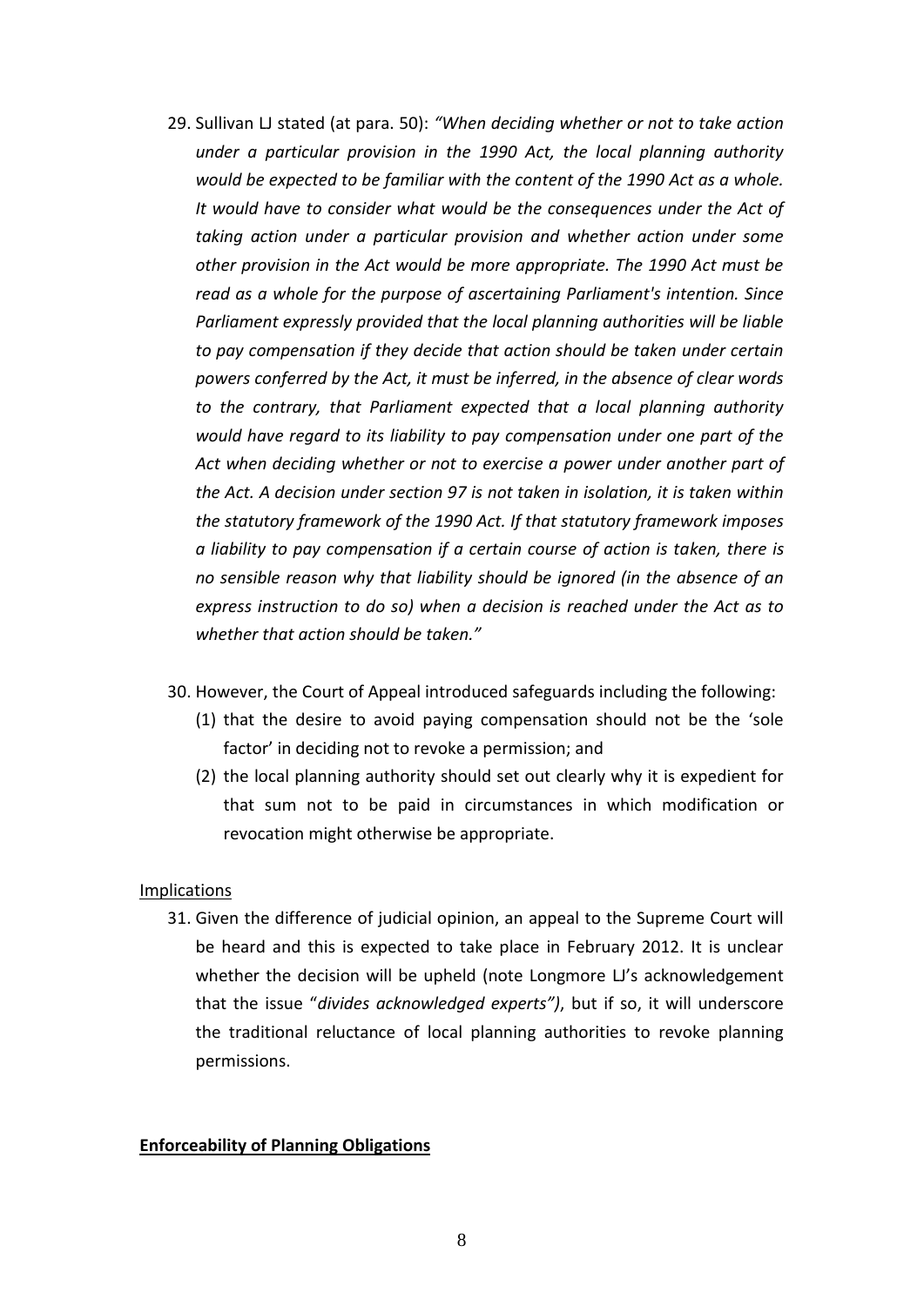29. Sullivan LJ stated (at para. 50): *"When deciding whether or not to take action under a particular provision in the 1990 Act, the local planning authority would be expected to be familiar with the content of the 1990 Act as a whole. It would have to consider what would be the consequences under the Act of taking action under a particular provision and whether action under some other provision in the Act would be more appropriate. The 1990 Act must be read as a whole for the purpose of ascertaining Parliament's intention. Since Parliament expressly provided that the local planning authorities will be liable to pay compensation if they decide that action should be taken under certain powers conferred by the Act, it must be inferred, in the absence of clear words to the contrary, that Parliament expected that a local planning authority would have regard to its liability to pay compensation under one part of the Act when deciding whether or not to exercise a power under another part of the Act. A decision under section 97 is not taken in isolation, it is taken within the statutory framework of the 1990 Act. If that statutory framework imposes a liability to pay compensation if a certain course of action is taken, there is no sensible reason why that liability should be ignored (in the absence of an express instruction to do so) when a decision is reached under the Act as to whether that action should be taken."*

30. However, the Court of Appeal introduced safeguards including the following:
    (1) that the desire to avoid paying compensation should not be the 'sole factor' in deciding not to revoke a permission; and
    (2) the local planning authority should set out clearly why it is expedient for that sum not to be paid in circumstances in which modification or revocation might otherwise be appropriate.

<u>Implications</u>

31. Given the difference of judicial opinion, an appeal to the Supreme Court will be heard and this is expected to take place in February 2012. It is unclear whether the decision will be upheld (note Longmore LJ's acknowledgement that the issue "*divides acknowledged experts")*, but if so, it will underscore the traditional reluctance of local planning authorities to revoke planning permissions.

**<u>Enforceability of Planning Obligations</u>**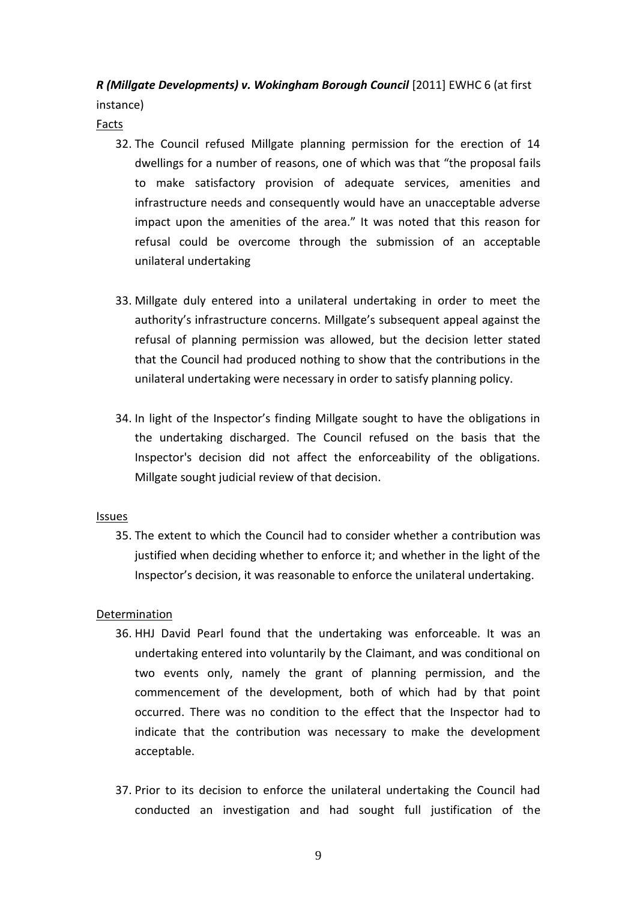***R (Millgate Developments) v. Wokingham Borough Council*** [2011] EWHC 6 (at first instance)

Facts

32. The Council refused Millgate planning permission for the erection of 14 dwellings for a number of reasons, one of which was that "the proposal fails to make satisfactory provision of adequate services, amenities and infrastructure needs and consequently would have an unacceptable adverse impact upon the amenities of the area." It was noted that this reason for refusal could be overcome through the submission of an acceptable unilateral undertaking

33. Millgate duly entered into a unilateral undertaking in order to meet the authority's infrastructure concerns. Millgate's subsequent appeal against the refusal of planning permission was allowed, but the decision letter stated that the Council had produced nothing to show that the contributions in the unilateral undertaking were necessary in order to satisfy planning policy.

34. In light of the Inspector's finding Millgate sought to have the obligations in the undertaking discharged. The Council refused on the basis that the Inspector's decision did not affect the enforceability of the obligations. Millgate sought judicial review of that decision.

Issues

35. The extent to which the Council had to consider whether a contribution was justified when deciding whether to enforce it; and whether in the light of the Inspector's decision, it was reasonable to enforce the unilateral undertaking.

Determination

36. HHJ David Pearl found that the undertaking was enforceable. It was an undertaking entered into voluntarily by the Claimant, and was conditional on two events only, namely the grant of planning permission, and the commencement of the development, both of which had by that point occurred. There was no condition to the effect that the Inspector had to indicate that the contribution was necessary to make the development acceptable.

37. Prior to its decision to enforce the unilateral undertaking the Council had conducted an investigation and had sought full justification of the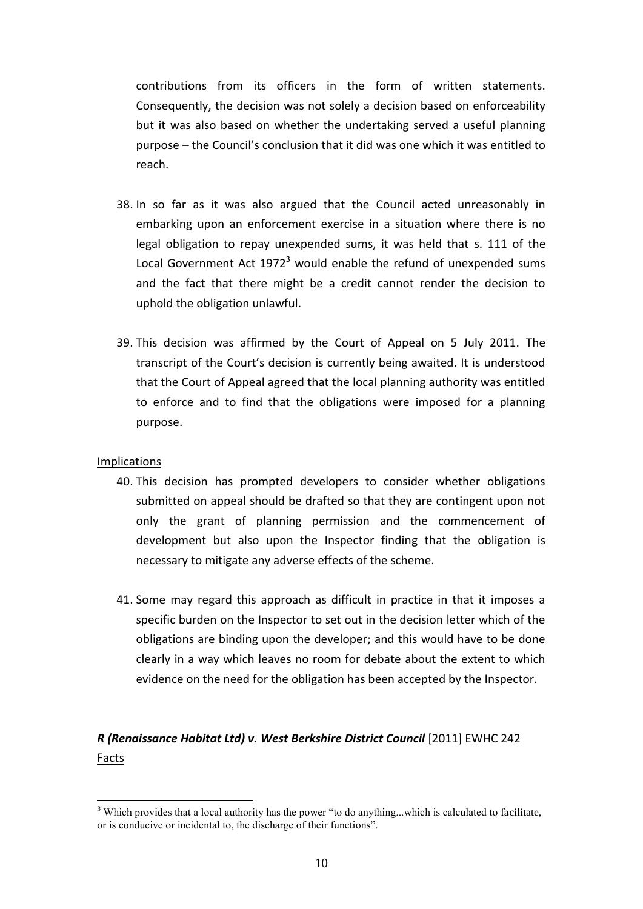contributions from its officers in the form of written statements. Consequently, the decision was not solely a decision based on enforceability but it was also based on whether the undertaking served a useful planning purpose – the Council's conclusion that it did was one which it was entitled to reach.

38. In so far as it was also argued that the Council acted unreasonably in embarking upon an enforcement exercise in a situation where there is no legal obligation to repay unexpended sums, it was held that s. 111 of the Local Government Act 1972[3] would enable the refund of unexpended sums and the fact that there might be a credit cannot render the decision to uphold the obligation unlawful.

39. This decision was affirmed by the Court of Appeal on 5 July 2011. The transcript of the Court's decision is currently being awaited. It is understood that the Court of Appeal agreed that the local planning authority was entitled to enforce and to find that the obligations were imposed for a planning purpose.

Implications

40. This decision has prompted developers to consider whether obligations submitted on appeal should be drafted so that they are contingent upon not only the grant of planning permission and the commencement of development but also upon the Inspector finding that the obligation is necessary to mitigate any adverse effects of the scheme.

41. Some may regard this approach as difficult in practice in that it imposes a specific burden on the Inspector to set out in the decision letter which of the obligations are binding upon the developer; and this would have to be done clearly in a way which leaves no room for debate about the extent to which evidence on the need for the obligation has been accepted by the Inspector.

***R (Renaissance Habitat Ltd) v. West Berkshire District Council*** [2011] EWHC 242

Facts

[3] Which provides that a local authority has the power "to do anything...which is calculated to facilitate, or is conducive or incidental to, the discharge of their functions".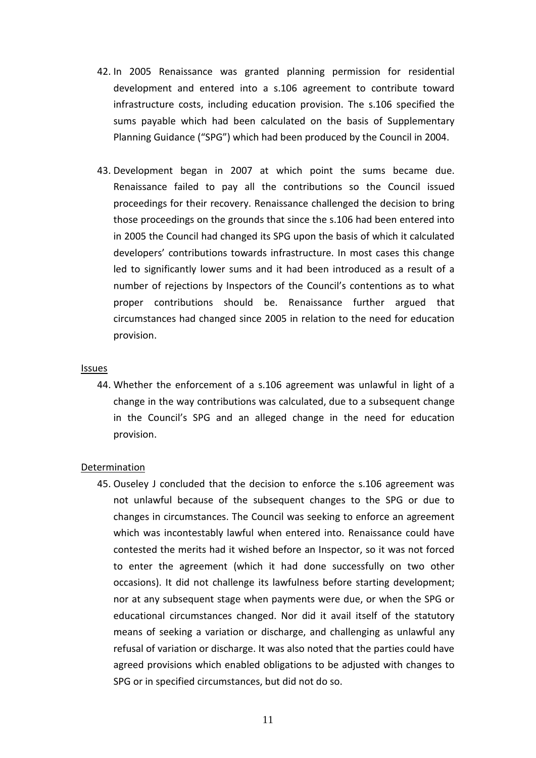42. In 2005 Renaissance was granted planning permission for residential development and entered into a s.106 agreement to contribute toward infrastructure costs, including education provision. The s.106 specified the sums payable which had been calculated on the basis of Supplementary Planning Guidance ("SPG") which had been produced by the Council in 2004.

43. Development began in 2007 at which point the sums became due. Renaissance failed to pay all the contributions so the Council issued proceedings for their recovery. Renaissance challenged the decision to bring those proceedings on the grounds that since the s.106 had been entered into in 2005 the Council had changed its SPG upon the basis of which it calculated developers' contributions towards infrastructure. In most cases this change led to significantly lower sums and it had been introduced as a result of a number of rejections by Inspectors of the Council's contentions as to what proper contributions should be. Renaissance further argued that circumstances had changed since 2005 in relation to the need for education provision.

<u>Issues</u>

44. Whether the enforcement of a s.106 agreement was unlawful in light of a change in the way contributions was calculated, due to a subsequent change in the Council's SPG and an alleged change in the need for education provision.

<u>Determination</u>

45. Ouseley J concluded that the decision to enforce the s.106 agreement was not unlawful because of the subsequent changes to the SPG or due to changes in circumstances. The Council was seeking to enforce an agreement which was incontestably lawful when entered into. Renaissance could have contested the merits had it wished before an Inspector, so it was not forced to enter the agreement (which it had done successfully on two other occasions). It did not challenge its lawfulness before starting development; nor at any subsequent stage when payments were due, or when the SPG or educational circumstances changed. Nor did it avail itself of the statutory means of seeking a variation or discharge, and challenging as unlawful any refusal of variation or discharge. It was also noted that the parties could have agreed provisions which enabled obligations to be adjusted with changes to SPG or in specified circumstances, but did not do so.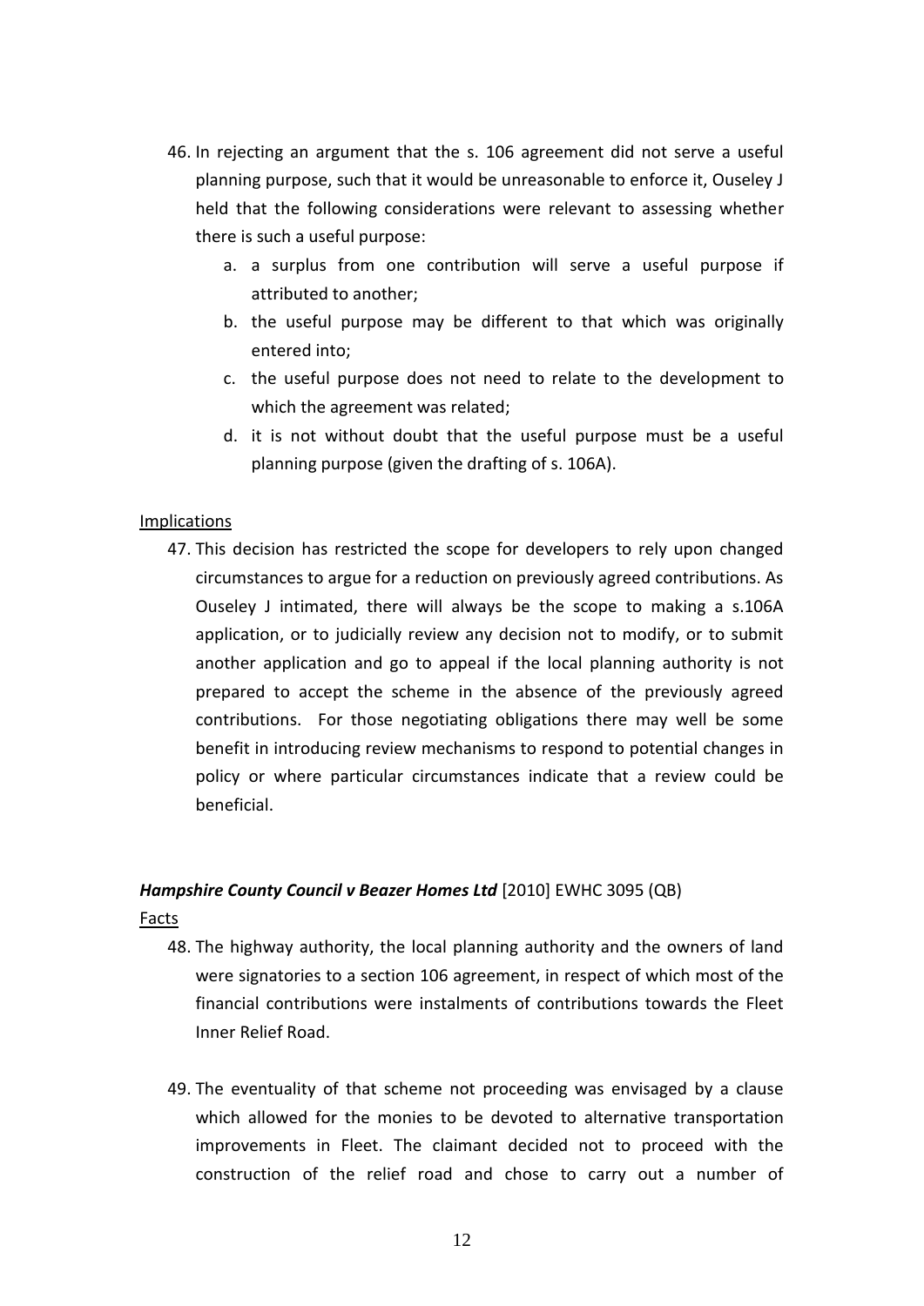46. In rejecting an argument that the s. 106 agreement did not serve a useful planning purpose, such that it would be unreasonable to enforce it, Ouseley J held that the following considerations were relevant to assessing whether there is such a useful purpose:

    a. a surplus from one contribution will serve a useful purpose if attributed to another;

    b. the useful purpose may be different to that which was originally entered into;

    c. the useful purpose does not need to relate to the development to which the agreement was related;

    d. it is not without doubt that the useful purpose must be a useful planning purpose (given the drafting of s. 106A).

<u>Implications</u>

47. This decision has restricted the scope for developers to rely upon changed circumstances to argue for a reduction on previously agreed contributions. As Ouseley J intimated, there will always be the scope to making a s.106A application, or to judicially review any decision not to modify, or to submit another application and go to appeal if the local planning authority is not prepared to accept the scheme in the absence of the previously agreed contributions. For those negotiating obligations there may well be some benefit in introducing review mechanisms to respond to potential changes in policy or where particular circumstances indicate that a review could be beneficial.

***Hampshire County Council v Beazer Homes Ltd*** [2010] EWHC 3095 (QB)

<u>Facts</u>

48. The highway authority, the local planning authority and the owners of land were signatories to a section 106 agreement, in respect of which most of the financial contributions were instalments of contributions towards the Fleet Inner Relief Road.

49. The eventuality of that scheme not proceeding was envisaged by a clause which allowed for the monies to be devoted to alternative transportation improvements in Fleet. The claimant decided not to proceed with the construction of the relief road and chose to carry out a number of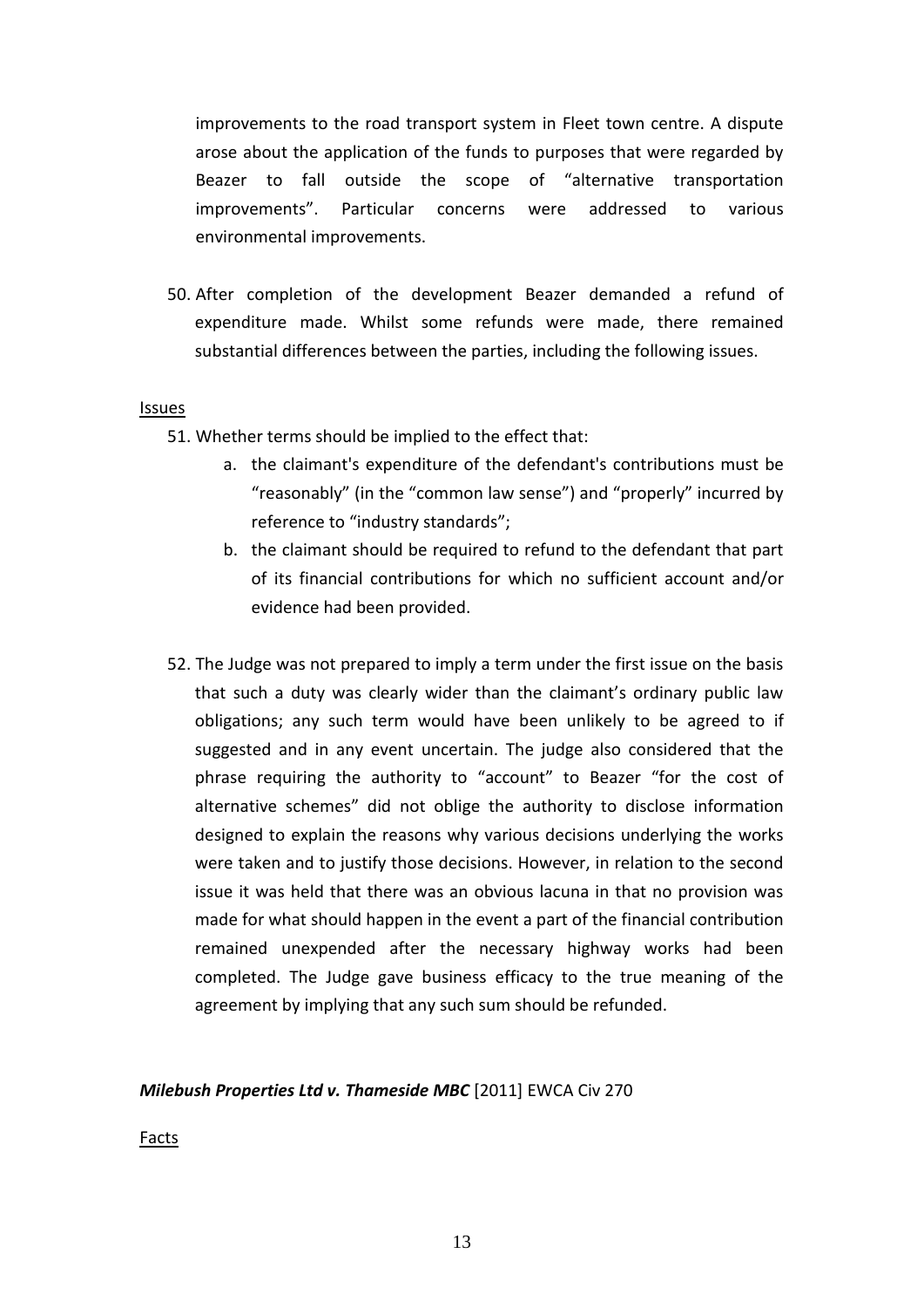improvements to the road transport system in Fleet town centre. A dispute arose about the application of the funds to purposes that were regarded by Beazer to fall outside the scope of "alternative transportation improvements". Particular concerns were addressed to various environmental improvements.

50. After completion of the development Beazer demanded a refund of expenditure made. Whilst some refunds were made, there remained substantial differences between the parties, including the following issues.

<u>Issues</u>

51. Whether terms should be implied to the effect that:
    a. the claimant's expenditure of the defendant's contributions must be "reasonably" (in the "common law sense") and "properly" incurred by reference to "industry standards";
    b. the claimant should be required to refund to the defendant that part of its financial contributions for which no sufficient account and/or evidence had been provided.

52. The Judge was not prepared to imply a term under the first issue on the basis that such a duty was clearly wider than the claimant's ordinary public law obligations; any such term would have been unlikely to be agreed to if suggested and in any event uncertain. The judge also considered that the phrase requiring the authority to "account" to Beazer "for the cost of alternative schemes" did not oblige the authority to disclose information designed to explain the reasons why various decisions underlying the works were taken and to justify those decisions. However, in relation to the second issue it was held that there was an obvious lacuna in that no provision was made for what should happen in the event a part of the financial contribution remained unexpended after the necessary highway works had been completed. The Judge gave business efficacy to the true meaning of the agreement by implying that any such sum should be refunded.

***Milebush Properties Ltd v. Thameside MBC*** [2011] EWCA Civ 270

<u>Facts</u>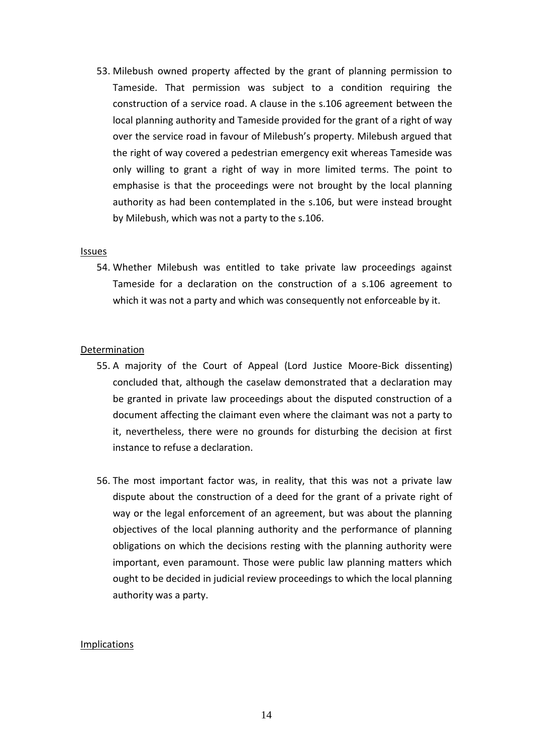53. Milebush owned property affected by the grant of planning permission to Tameside. That permission was subject to a condition requiring the construction of a service road. A clause in the s.106 agreement between the local planning authority and Tameside provided for the grant of a right of way over the service road in favour of Milebush's property. Milebush argued that the right of way covered a pedestrian emergency exit whereas Tameside was only willing to grant a right of way in more limited terms. The point to emphasise is that the proceedings were not brought by the local planning authority as had been contemplated in the s.106, but were instead brought by Milebush, which was not a party to the s.106.

Issues

54. Whether Milebush was entitled to take private law proceedings against Tameside for a declaration on the construction of a s.106 agreement to which it was not a party and which was consequently not enforceable by it.

Determination

55. A majority of the Court of Appeal (Lord Justice Moore-Bick dissenting) concluded that, although the caselaw demonstrated that a declaration may be granted in private law proceedings about the disputed construction of a document affecting the claimant even where the claimant was not a party to it, nevertheless, there were no grounds for disturbing the decision at first instance to refuse a declaration.

56. The most important factor was, in reality, that this was not a private law dispute about the construction of a deed for the grant of a private right of way or the legal enforcement of an agreement, but was about the planning objectives of the local planning authority and the performance of planning obligations on which the decisions resting with the planning authority were important, even paramount. Those were public law planning matters which ought to be decided in judicial review proceedings to which the local planning authority was a party.

Implications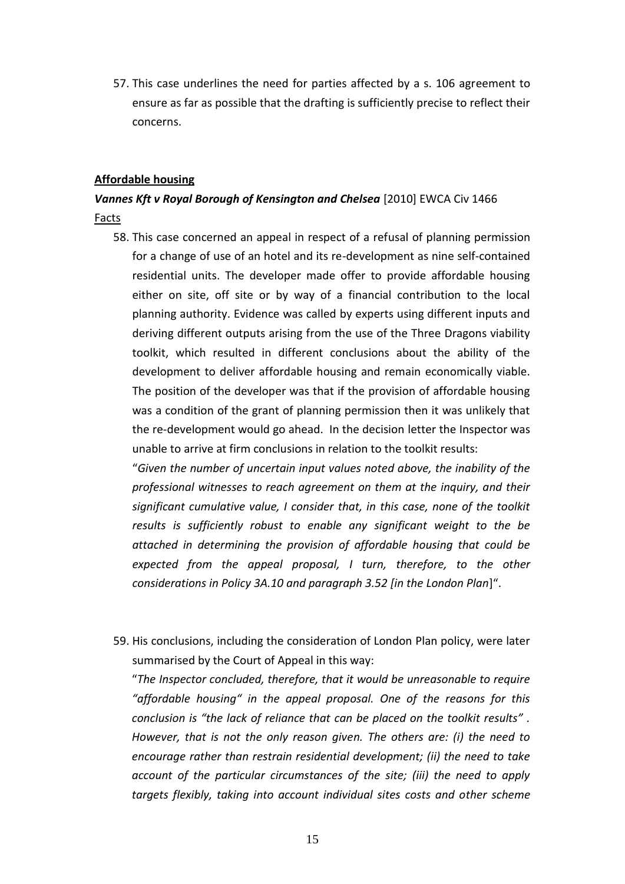57. This case underlines the need for parties affected by a s. 106 agreement to ensure as far as possible that the drafting is sufficiently precise to reflect their concerns.

**Affordable housing**

***Vannes Kft v Royal Borough of Kensington and Chelsea*** **[2010] EWCA Civ 1466**

Facts

58. This case concerned an appeal in respect of a refusal of planning permission for a change of use of an hotel and its re-development as nine self-contained residential units. The developer made offer to provide affordable housing either on site, off site or by way of a financial contribution to the local planning authority. Evidence was called by experts using different inputs and deriving different outputs arising from the use of the Three Dragons viability toolkit, which resulted in different conclusions about the ability of the development to deliver affordable housing and remain economically viable. The position of the developer was that if the provision of affordable housing was a condition of the grant of planning permission then it was unlikely that the re-development would go ahead. In the decision letter the Inspector was unable to arrive at firm conclusions in relation to the toolkit results:

   "*Given the number of uncertain input values noted above, the inability of the professional witnesses to reach agreement on them at the inquiry, and their significant cumulative value, I consider that, in this case, none of the toolkit results is sufficiently robust to enable any significant weight to the be attached in determining the provision of affordable housing that could be expected from the appeal proposal, I turn, therefore, to the other considerations in Policy 3A.10 and paragraph 3.52 [in the London Plan*]".

59. His conclusions, including the consideration of London Plan policy, were later summarised by the Court of Appeal in this way:

   "*The Inspector concluded, therefore, that it would be unreasonable to require "affordable housing" in the appeal proposal. One of the reasons for this conclusion is "the lack of reliance that can be placed on the toolkit results" . However, that is not the only reason given. The others are: (i) the need to encourage rather than restrain residential development; (ii) the need to take account of the particular circumstances of the site; (iii) the need to apply targets flexibly, taking into account individual sites costs and other scheme*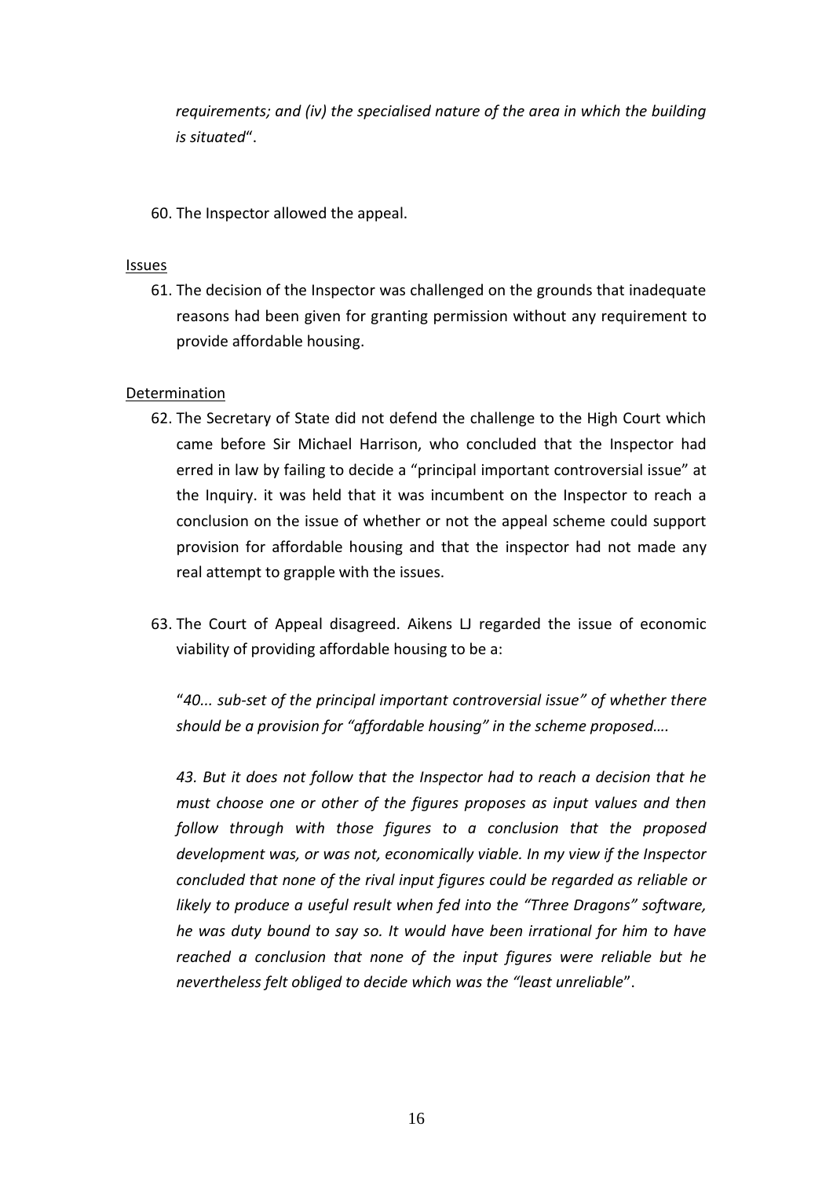*requirements; and (iv) the specialised nature of the area in which the building is situated*".

60. The Inspector allowed the appeal.

Issues

61. The decision of the Inspector was challenged on the grounds that inadequate reasons had been given for granting permission without any requirement to provide affordable housing.

Determination

62. The Secretary of State did not defend the challenge to the High Court which came before Sir Michael Harrison, who concluded that the Inspector had erred in law by failing to decide a "principal important controversial issue" at the Inquiry. it was held that it was incumbent on the Inspector to reach a conclusion on the issue of whether or not the appeal scheme could support provision for affordable housing and that the inspector had not made any real attempt to grapple with the issues.

63. The Court of Appeal disagreed. Aikens LJ regarded the issue of economic viability of providing affordable housing to be a:

    "*40... sub-set of the principal important controversial issue" of whether there should be a provision for "affordable housing" in the scheme proposed….*

    *43. But it does not follow that the Inspector had to reach a decision that he must choose one or other of the figures proposes as input values and then follow through with those figures to a conclusion that the proposed development was, or was not, economically viable. In my view if the Inspector concluded that none of the rival input figures could be regarded as reliable or likely to produce a useful result when fed into the "Three Dragons" software, he was duty bound to say so. It would have been irrational for him to have reached a conclusion that none of the input figures were reliable but he nevertheless felt obliged to decide which was the "least unreliable*".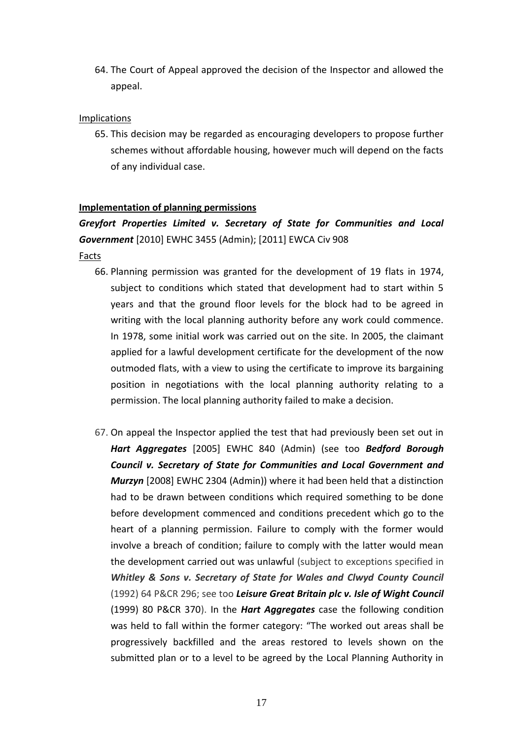64. The Court of Appeal approved the decision of the Inspector and allowed the appeal.

Implications

65. This decision may be regarded as encouraging developers to propose further schemes without affordable housing, however much will depend on the facts of any individual case.

**Implementation of planning permissions**

***Greyfort Properties Limited v. Secretary of State for Communities and Local Government*** [2010] EWHC 3455 (Admin); [2011] EWCA Civ 908

Facts

66. Planning permission was granted for the development of 19 flats in 1974, subject to conditions which stated that development had to start within 5 years and that the ground floor levels for the block had to be agreed in writing with the local planning authority before any work could commence. In 1978, some initial work was carried out on the site. In 2005, the claimant applied for a lawful development certificate for the development of the now outmoded flats, with a view to using the certificate to improve its bargaining position in negotiations with the local planning authority relating to a permission. The local planning authority failed to make a decision.

67. On appeal the Inspector applied the test that had previously been set out in ***Hart Aggregates*** [2005] EWHC 840 (Admin) (see too ***Bedford Borough Council v. Secretary of State for Communities and Local Government and Murzyn*** [2008] EWHC 2304 (Admin)) where it had been held that a distinction had to be drawn between conditions which required something to be done before development commenced and conditions precedent which go to the heart of a planning permission. Failure to comply with the former would involve a breach of condition; failure to comply with the latter would mean the development carried out was unlawful (subject to exceptions specified in ***Whitley & Sons v. Secretary of State for Wales and Clwyd County Council*** (1992) 64 P&CR 296; see too ***Leisure Great Britain plc v. Isle of Wight Council*** (1999) 80 P&CR 370). In the ***Hart Aggregates*** case the following condition was held to fall within the former category: "The worked out areas shall be progressively backfilled and the areas restored to levels shown on the submitted plan or to a level to be agreed by the Local Planning Authority in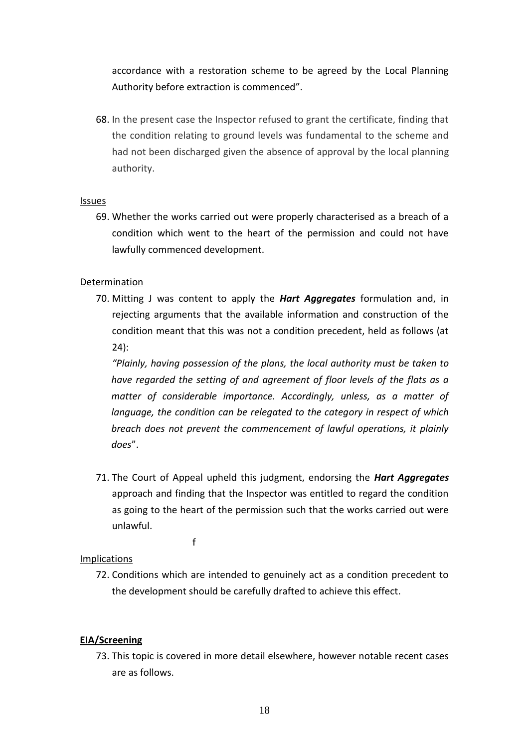accordance with a restoration scheme to be agreed by the Local Planning Authority before extraction is commenced".

68. In the present case the Inspector refused to grant the certificate, finding that the condition relating to ground levels was fundamental to the scheme and had not been discharged given the absence of approval by the local planning authority.

Issues

69. Whether the works carried out were properly characterised as a breach of a condition which went to the heart of the permission and could not have lawfully commenced development.

Determination

70. Mitting J was content to apply the ***Hart Aggregates*** formulation and, in rejecting arguments that the available information and construction of the condition meant that this was not a condition precedent, held as follows (at 24):

*"Plainly, having possession of the plans, the local authority must be taken to have regarded the setting of and agreement of floor levels of the flats as a matter of considerable importance. Accordingly, unless, as a matter of language, the condition can be relegated to the category in respect of which breach does not prevent the commencement of lawful operations, it plainly does*".

71. The Court of Appeal upheld this judgment, endorsing the ***Hart Aggregates*** approach and finding that the Inspector was entitled to regard the condition as going to the heart of the permission such that the works carried out were unlawful.

f

Implications

72. Conditions which are intended to genuinely act as a condition precedent to the development should be carefully drafted to achieve this effect.

**EIA/Screening**

73. This topic is covered in more detail elsewhere, however notable recent cases are as follows.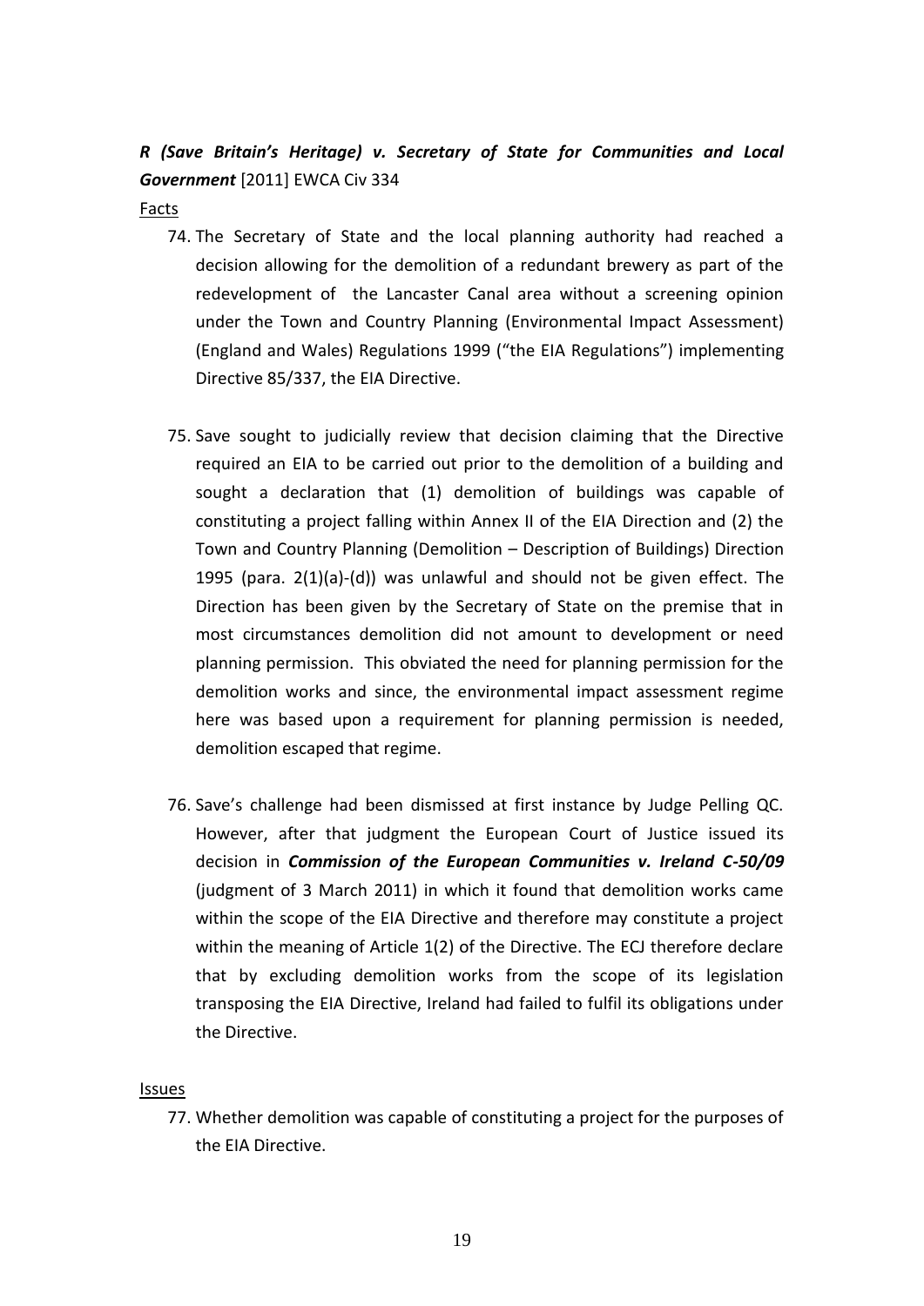***R (Save Britain's Heritage) v. Secretary of State for Communities and Local Government*** [2011] EWCA Civ 334

Facts

74. The Secretary of State and the local planning authority had reached a decision allowing for the demolition of a redundant brewery as part of the redevelopment of the Lancaster Canal area without a screening opinion under the Town and Country Planning (Environmental Impact Assessment) (England and Wales) Regulations 1999 ("the EIA Regulations") implementing Directive 85/337, the EIA Directive.

75. Save sought to judicially review that decision claiming that the Directive required an EIA to be carried out prior to the demolition of a building and sought a declaration that (1) demolition of buildings was capable of constituting a project falling within Annex II of the EIA Direction and (2) the Town and Country Planning (Demolition – Description of Buildings) Direction 1995 (para. 2(1)(a)-(d)) was unlawful and should not be given effect. The Direction has been given by the Secretary of State on the premise that in most circumstances demolition did not amount to development or need planning permission. This obviated the need for planning permission for the demolition works and since, the environmental impact assessment regime here was based upon a requirement for planning permission is needed, demolition escaped that regime.

76. Save's challenge had been dismissed at first instance by Judge Pelling QC. However, after that judgment the European Court of Justice issued its decision in ***Commission of the European Communities v. Ireland C-50/09*** (judgment of 3 March 2011) in which it found that demolition works came within the scope of the EIA Directive and therefore may constitute a project within the meaning of Article 1(2) of the Directive. The ECJ therefore declare that by excluding demolition works from the scope of its legislation transposing the EIA Directive, Ireland had failed to fulfil its obligations under the Directive.

Issues

77. Whether demolition was capable of constituting a project for the purposes of the EIA Directive.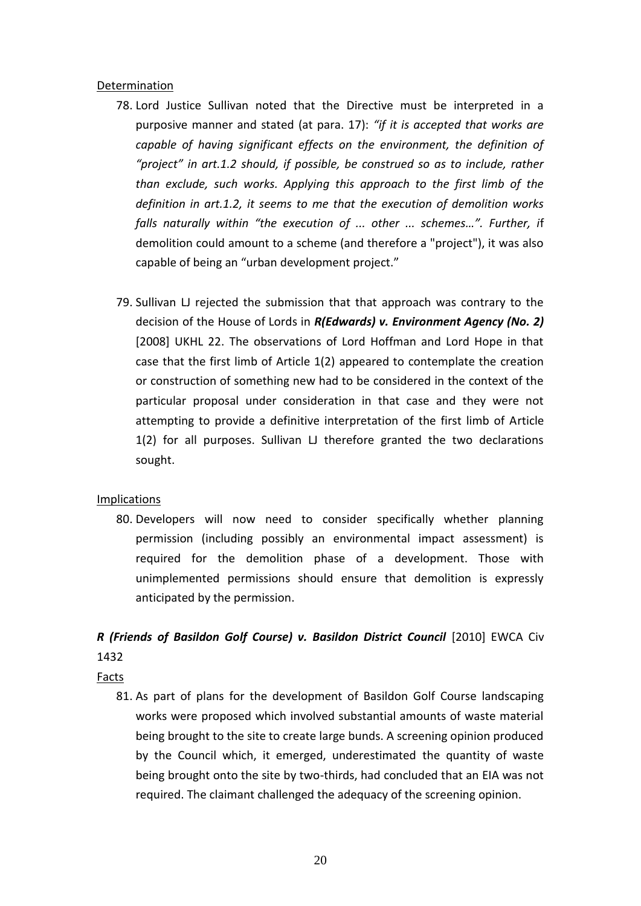Determination

78. Lord Justice Sullivan noted that the Directive must be interpreted in a purposive manner and stated (at para. 17): *"if it is accepted that works are capable of having significant effects on the environment, the definition of "project" in art.1.2 should, if possible, be construed so as to include, rather than exclude, such works. Applying this approach to the first limb of the definition in art.1.2, it seems to me that the execution of demolition works falls naturally within "the execution of ... other ... schemes…". Further, i*f demolition could amount to a scheme (and therefore a "project"), it was also capable of being an "urban development project."

79. Sullivan LJ rejected the submission that that approach was contrary to the decision of the House of Lords in ***R(Edwards) v. Environment Agency (No. 2)*** [2008] UKHL 22. The observations of Lord Hoffman and Lord Hope in that case that the first limb of Article 1(2) appeared to contemplate the creation or construction of something new had to be considered in the context of the particular proposal under consideration in that case and they were not attempting to provide a definitive interpretation of the first limb of Article 1(2) for all purposes. Sullivan LJ therefore granted the two declarations sought.

Implications

80. Developers will now need to consider specifically whether planning permission (including possibly an environmental impact assessment) is required for the demolition phase of a development. Those with unimplemented permissions should ensure that demolition is expressly anticipated by the permission.

***R (Friends of Basildon Golf Course) v. Basildon District Council*** [2010] EWCA Civ 1432

Facts

81. As part of plans for the development of Basildon Golf Course landscaping works were proposed which involved substantial amounts of waste material being brought to the site to create large bunds. A screening opinion produced by the Council which, it emerged, underestimated the quantity of waste being brought onto the site by two-thirds, had concluded that an EIA was not required. The claimant challenged the adequacy of the screening opinion.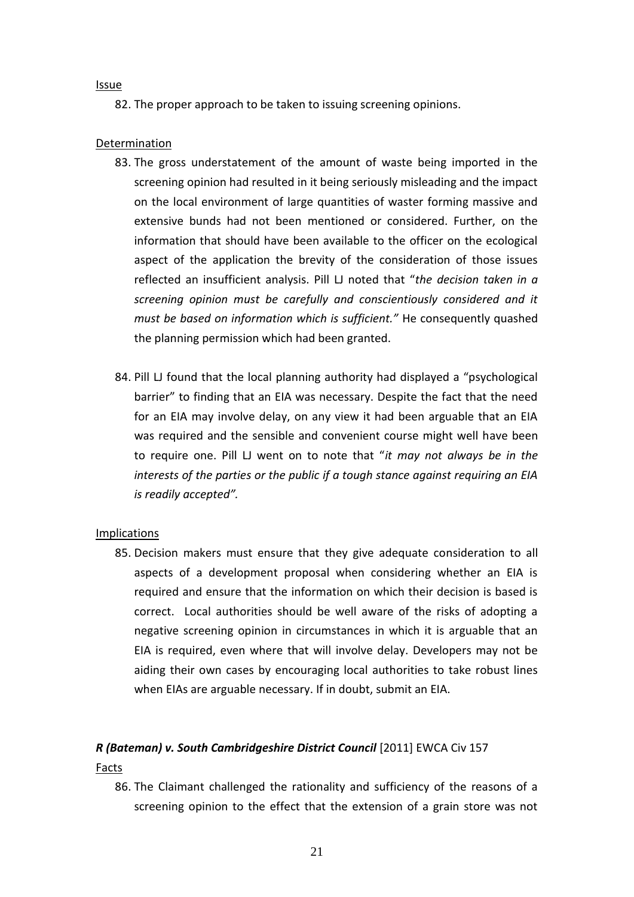Issue

82. The proper approach to be taken to issuing screening opinions.

Determination

83. The gross understatement of the amount of waste being imported in the screening opinion had resulted in it being seriously misleading and the impact on the local environment of large quantities of waster forming massive and extensive bunds had not been mentioned or considered. Further, on the information that should have been available to the officer on the ecological aspect of the application the brevity of the consideration of those issues reflected an insufficient analysis. Pill LJ noted that "*the decision taken in a screening opinion must be carefully and conscientiously considered and it must be based on information which is sufficient."* He consequently quashed the planning permission which had been granted.

84. Pill LJ found that the local planning authority had displayed a "psychological barrier" to finding that an EIA was necessary. Despite the fact that the need for an EIA may involve delay, on any view it had been arguable that an EIA was required and the sensible and convenient course might well have been to require one. Pill LJ went on to note that "*it may not always be in the interests of the parties or the public if a tough stance against requiring an EIA is readily accepted".*

Implications

85. Decision makers must ensure that they give adequate consideration to all aspects of a development proposal when considering whether an EIA is required and ensure that the information on which their decision is based is correct. Local authorities should be well aware of the risks of adopting a negative screening opinion in circumstances in which it is arguable that an EIA is required, even where that will involve delay. Developers may not be aiding their own cases by encouraging local authorities to take robust lines when EIAs are arguable necessary. If in doubt, submit an EIA.

***R (Bateman) v. South Cambridgeshire District Council*** [2011] EWCA Civ 157

Facts

86. The Claimant challenged the rationality and sufficiency of the reasons of a screening opinion to the effect that the extension of a grain store was not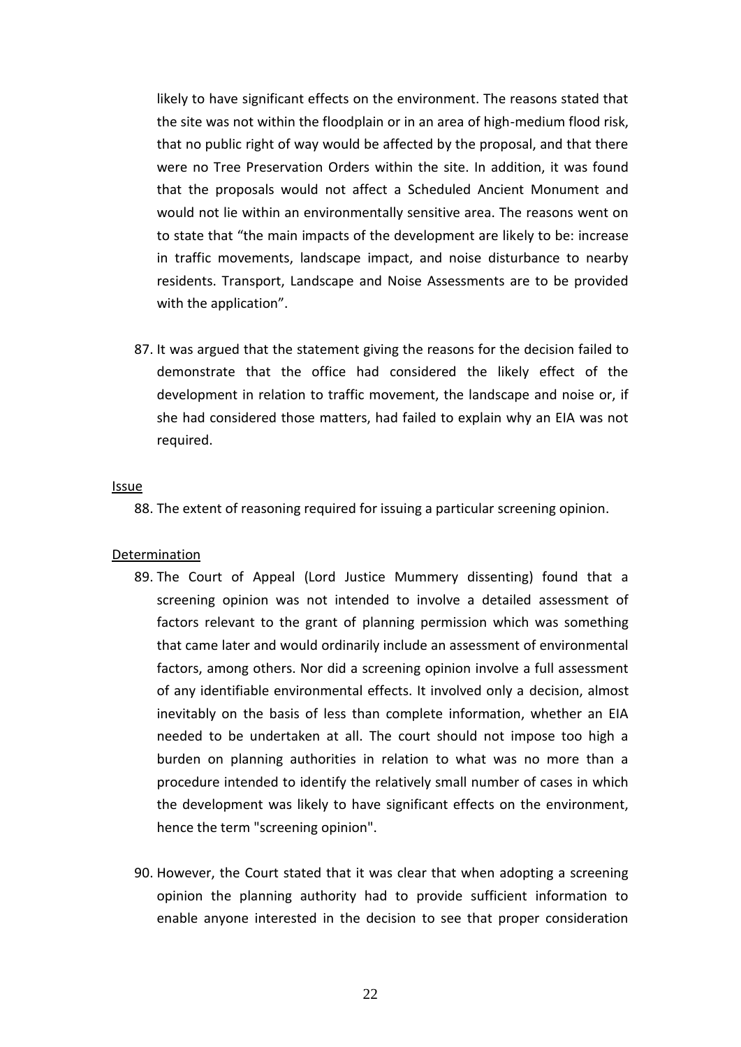likely to have significant effects on the environment. The reasons stated that the site was not within the floodplain or in an area of high-medium flood risk, that no public right of way would be affected by the proposal, and that there were no Tree Preservation Orders within the site. In addition, it was found that the proposals would not affect a Scheduled Ancient Monument and would not lie within an environmentally sensitive area. The reasons went on to state that "the main impacts of the development are likely to be: increase in traffic movements, landscape impact, and noise disturbance to nearby residents. Transport, Landscape and Noise Assessments are to be provided with the application".

87. It was argued that the statement giving the reasons for the decision failed to demonstrate that the office had considered the likely effect of the development in relation to traffic movement, the landscape and noise or, if she had considered those matters, had failed to explain why an EIA was not required.

<u>Issue</u>

88. The extent of reasoning required for issuing a particular screening opinion.

<u>Determination</u>

89. The Court of Appeal (Lord Justice Mummery dissenting) found that a screening opinion was not intended to involve a detailed assessment of factors relevant to the grant of planning permission which was something that came later and would ordinarily include an assessment of environmental factors, among others. Nor did a screening opinion involve a full assessment of any identifiable environmental effects. It involved only a decision, almost inevitably on the basis of less than complete information, whether an EIA needed to be undertaken at all. The court should not impose too high a burden on planning authorities in relation to what was no more than a procedure intended to identify the relatively small number of cases in which the development was likely to have significant effects on the environment, hence the term "screening opinion".

90. However, the Court stated that it was clear that when adopting a screening opinion the planning authority had to provide sufficient information to enable anyone interested in the decision to see that proper consideration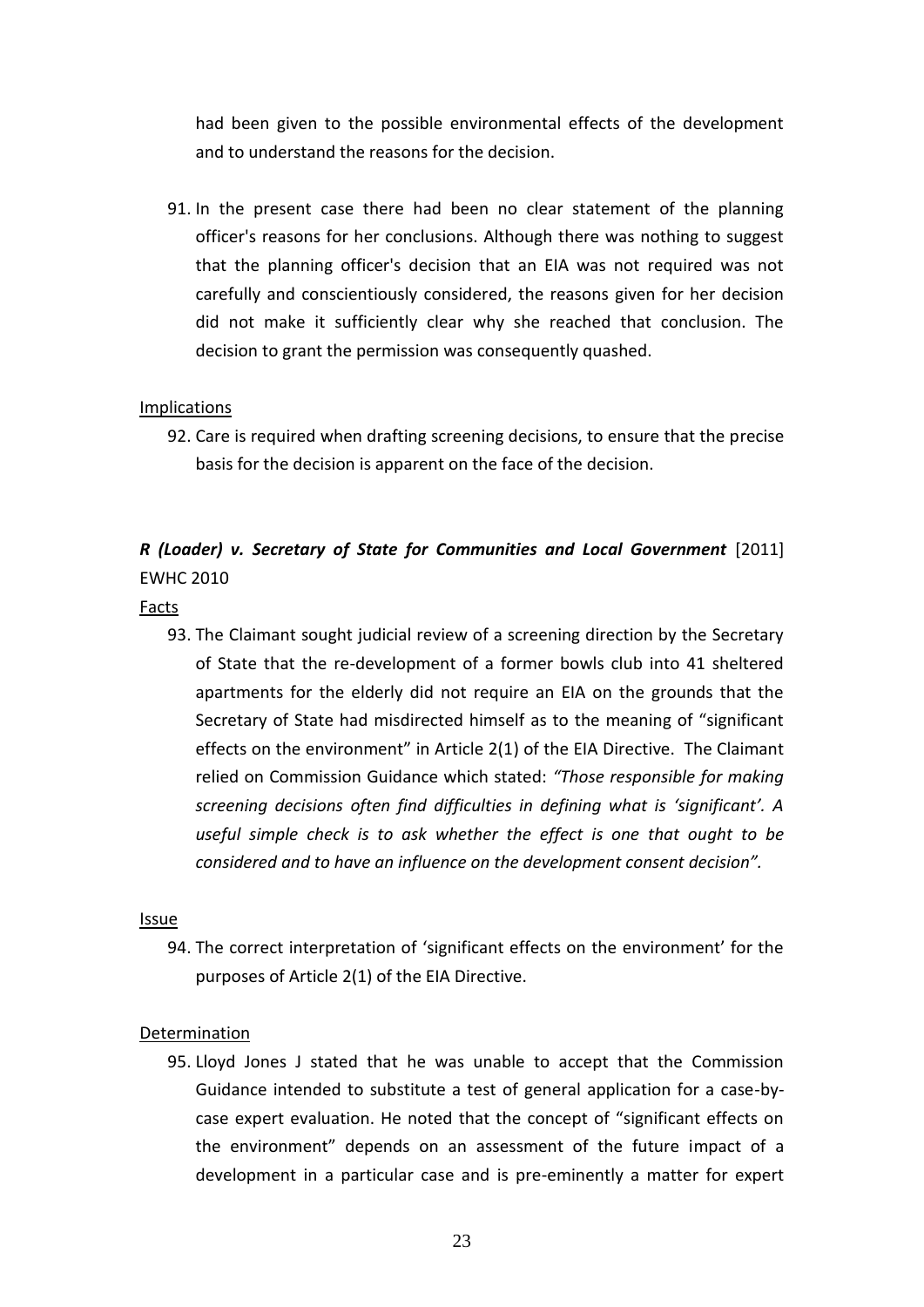had been given to the possible environmental effects of the development and to understand the reasons for the decision.

91. In the present case there had been no clear statement of the planning officer's reasons for her conclusions. Although there was nothing to suggest that the planning officer's decision that an EIA was not required was not carefully and conscientiously considered, the reasons given for her decision did not make it sufficiently clear why she reached that conclusion. The decision to grant the permission was consequently quashed.

Implications

92. Care is required when drafting screening decisions, to ensure that the precise basis for the decision is apparent on the face of the decision.

***R (Loader) v. Secretary of State for Communities and Local Government*** [2011] EWHC 2010

Facts

93. The Claimant sought judicial review of a screening direction by the Secretary of State that the re-development of a former bowls club into 41 sheltered apartments for the elderly did not require an EIA on the grounds that the Secretary of State had misdirected himself as to the meaning of "significant effects on the environment" in Article 2(1) of the EIA Directive. The Claimant relied on Commission Guidance which stated: *"Those responsible for making screening decisions often find difficulties in defining what is 'significant'. A useful simple check is to ask whether the effect is one that ought to be considered and to have an influence on the development consent decision".*

Issue

94. The correct interpretation of 'significant effects on the environment' for the purposes of Article 2(1) of the EIA Directive.

Determination

95. Lloyd Jones J stated that he was unable to accept that the Commission Guidance intended to substitute a test of general application for a case-by-case expert evaluation. He noted that the concept of "significant effects on the environment" depends on an assessment of the future impact of a development in a particular case and is pre-eminently a matter for expert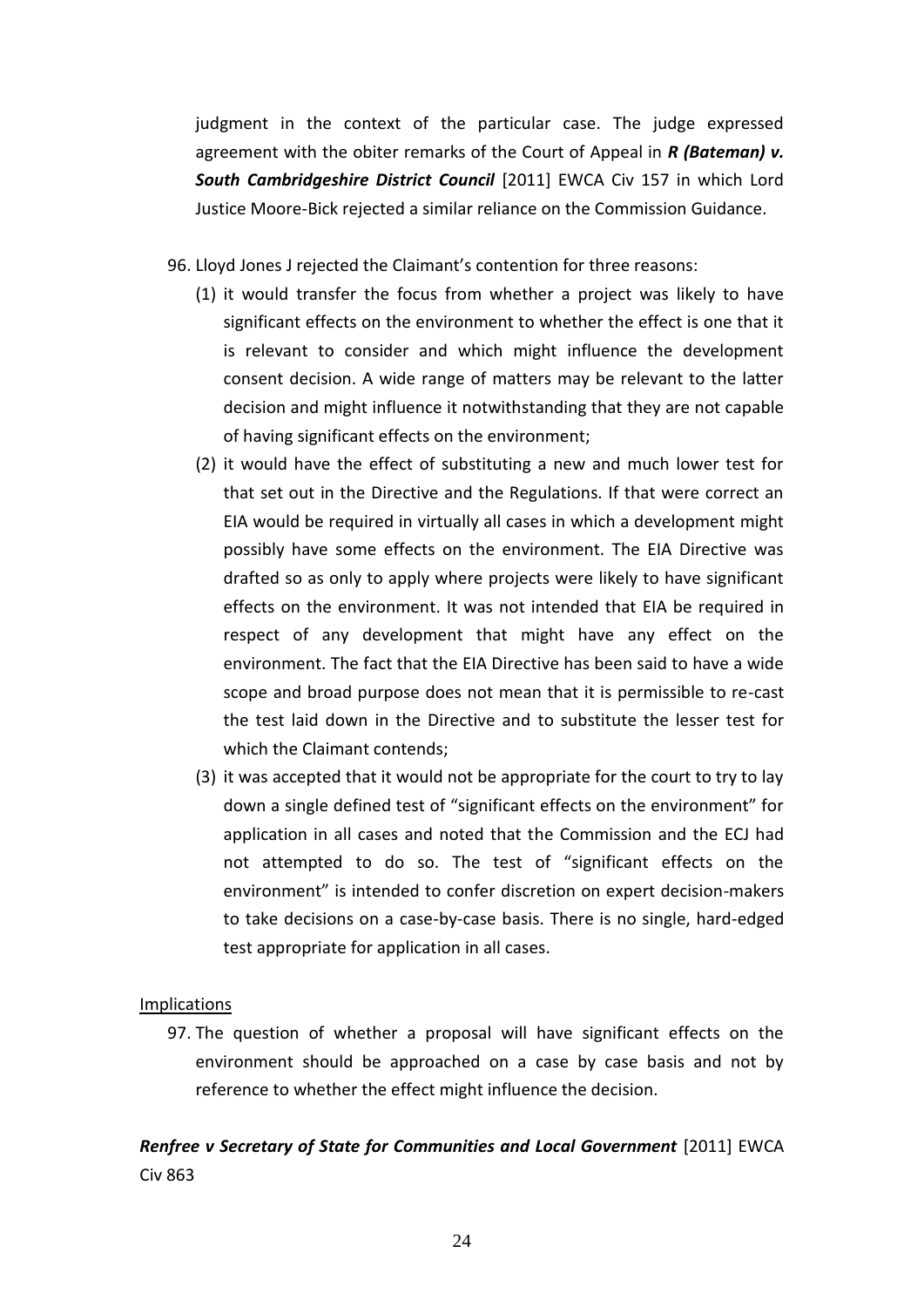judgment in the context of the particular case. The judge expressed agreement with the obiter remarks of the Court of Appeal in ***R (Bateman) v. South Cambridgeshire District Council*** [2011] EWCA Civ 157 in which Lord Justice Moore-Bick rejected a similar reliance on the Commission Guidance.

96. Lloyd Jones J rejected the Claimant's contention for three reasons:
    (1) it would transfer the focus from whether a project was likely to have significant effects on the environment to whether the effect is one that it is relevant to consider and which might influence the development consent decision. A wide range of matters may be relevant to the latter decision and might influence it notwithstanding that they are not capable of having significant effects on the environment;
    (2) it would have the effect of substituting a new and much lower test for that set out in the Directive and the Regulations. If that were correct an EIA would be required in virtually all cases in which a development might possibly have some effects on the environment. The EIA Directive was drafted so as only to apply where projects were likely to have significant effects on the environment. It was not intended that EIA be required in respect of any development that might have any effect on the environment. The fact that the EIA Directive has been said to have a wide scope and broad purpose does not mean that it is permissible to re-cast the test laid down in the Directive and to substitute the lesser test for which the Claimant contends;
    (3) it was accepted that it would not be appropriate for the court to try to lay down a single defined test of "significant effects on the environment" for application in all cases and noted that the Commission and the ECJ had not attempted to do so. The test of "significant effects on the environment" is intended to confer discretion on expert decision-makers to take decisions on a case-by-case basis. There is no single, hard-edged test appropriate for application in all cases.

<u>Implications</u>

97. The question of whether a proposal will have significant effects on the environment should be approached on a case by case basis and not by reference to whether the effect might influence the decision.

***Renfree v Secretary of State for Communities and Local Government*** [2011] EWCA Civ 863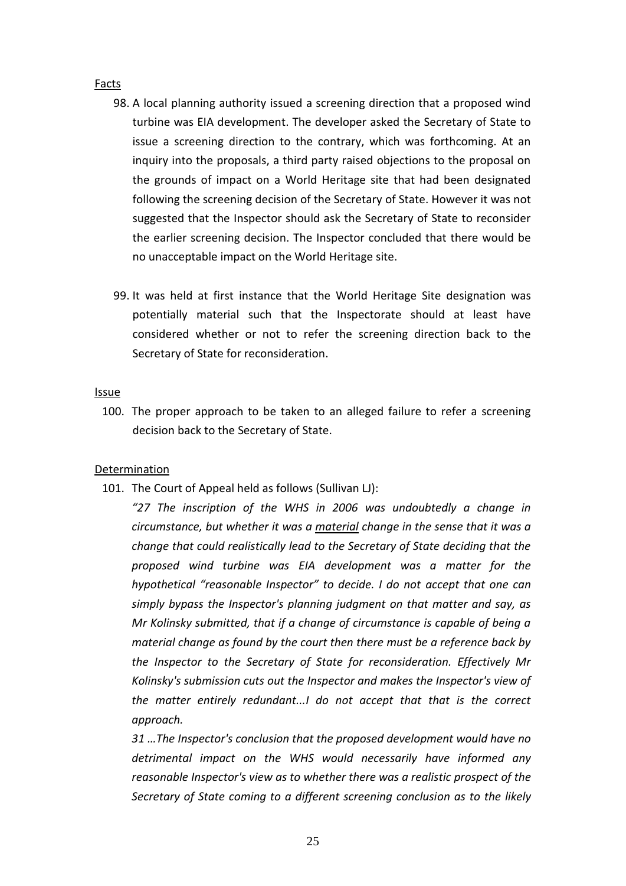Facts

98. A local planning authority issued a screening direction that a proposed wind turbine was EIA development. The developer asked the Secretary of State to issue a screening direction to the contrary, which was forthcoming. At an inquiry into the proposals, a third party raised objections to the proposal on the grounds of impact on a World Heritage site that had been designated following the screening decision of the Secretary of State. However it was not suggested that the Inspector should ask the Secretary of State to reconsider the earlier screening decision. The Inspector concluded that there would be no unacceptable impact on the World Heritage site.

99. It was held at first instance that the World Heritage Site designation was potentially material such that the Inspectorate should at least have considered whether or not to refer the screening direction back to the Secretary of State for reconsideration.

Issue

100. The proper approach to be taken to an alleged failure to refer a screening decision back to the Secretary of State.

Determination

101. The Court of Appeal held as follows (Sullivan LJ):

*"27 The inscription of the WHS in 2006 was undoubtedly a change in circumstance, but whether it was a material change in the sense that it was a change that could realistically lead to the Secretary of State deciding that the proposed wind turbine was EIA development was a matter for the hypothetical "reasonable Inspector" to decide. I do not accept that one can simply bypass the Inspector's planning judgment on that matter and say, as Mr Kolinsky submitted, that if a change of circumstance is capable of being a material change as found by the court then there must be a reference back by the Inspector to the Secretary of State for reconsideration. Effectively Mr Kolinsky's submission cuts out the Inspector and makes the Inspector's view of the matter entirely redundant...I do not accept that that is the correct approach.*

*31 …The Inspector's conclusion that the proposed development would have no detrimental impact on the WHS would necessarily have informed any reasonable Inspector's view as to whether there was a realistic prospect of the Secretary of State coming to a different screening conclusion as to the likely*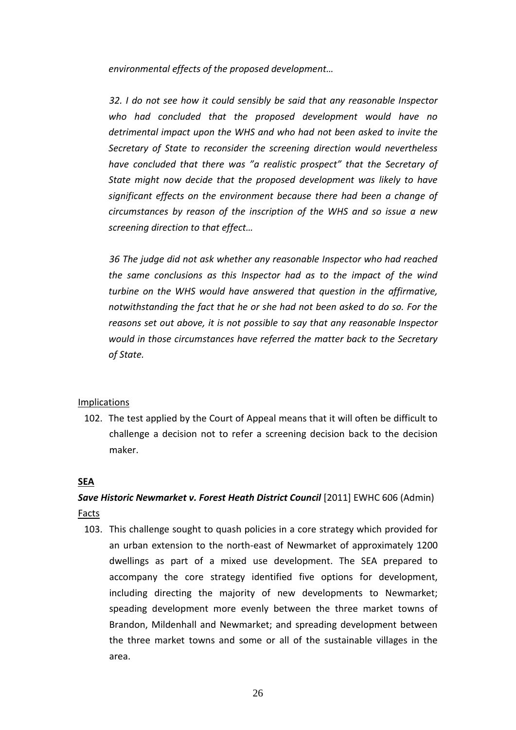*environmental effects of the proposed development…*

*32. I do not see how it could sensibly be said that any reasonable Inspector who had concluded that the proposed development would have no detrimental impact upon the WHS and who had not been asked to invite the Secretary of State to reconsider the screening direction would nevertheless have concluded that there was "a realistic prospect" that the Secretary of State might now decide that the proposed development was likely to have significant effects on the environment because there had been a change of circumstances by reason of the inscription of the WHS and so issue a new screening direction to that effect…*

*36 The judge did not ask whether any reasonable Inspector who had reached the same conclusions as this Inspector had as to the impact of the wind turbine on the WHS would have answered that question in the affirmative, notwithstanding the fact that he or she had not been asked to do so. For the reasons set out above, it is not possible to say that any reasonable Inspector would in those circumstances have referred the matter back to the Secretary of State.*

Implications

102. The test applied by the Court of Appeal means that it will often be difficult to challenge a decision not to refer a screening decision back to the decision maker.

**SEA**

***Save Historic Newmarket v. Forest Heath District Council*** [2011] EWHC 606 (Admin)

Facts

103. This challenge sought to quash policies in a core strategy which provided for an urban extension to the north-east of Newmarket of approximately 1200 dwellings as part of a mixed use development. The SEA prepared to accompany the core strategy identified five options for development, including directing the majority of new developments to Newmarket; speading development more evenly between the three market towns of Brandon, Mildenhall and Newmarket; and spreading development between the three market towns and some or all of the sustainable villages in the area.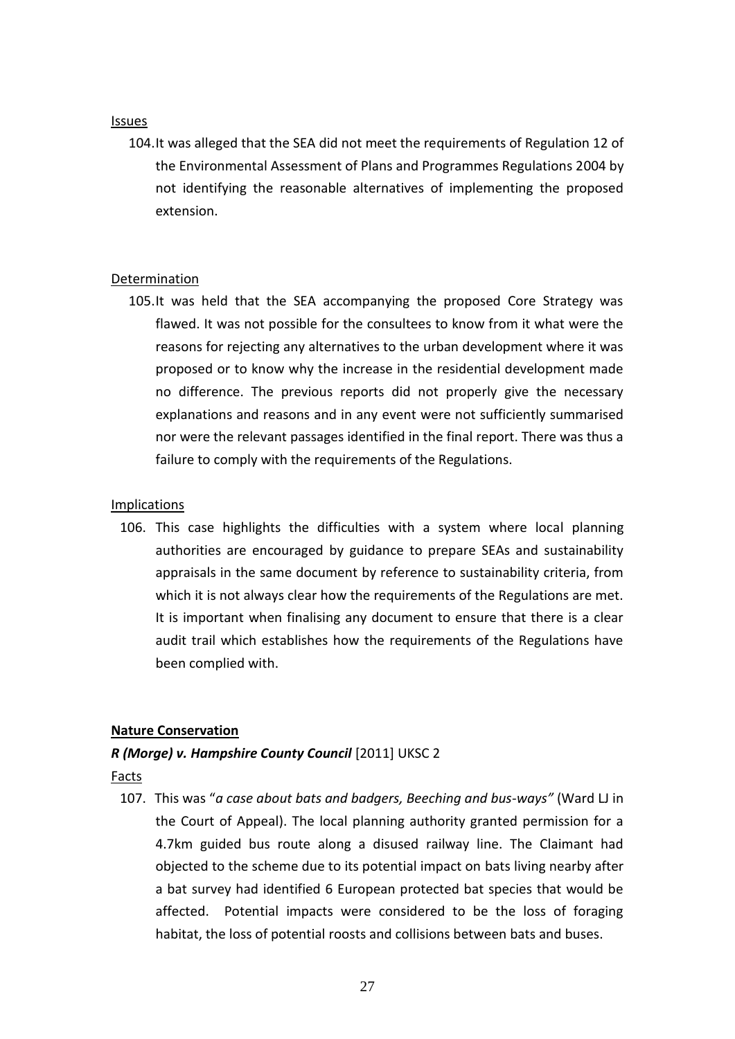Issues

104. It was alleged that the SEA did not meet the requirements of Regulation 12 of the Environmental Assessment of Plans and Programmes Regulations 2004 by not identifying the reasonable alternatives of implementing the proposed extension.

Determination

105. It was held that the SEA accompanying the proposed Core Strategy was flawed. It was not possible for the consultees to know from it what were the reasons for rejecting any alternatives to the urban development where it was proposed or to know why the increase in the residential development made no difference. The previous reports did not properly give the necessary explanations and reasons and in any event were not sufficiently summarised nor were the relevant passages identified in the final report. There was thus a failure to comply with the requirements of the Regulations.

Implications

106. This case highlights the difficulties with a system where local planning authorities are encouraged by guidance to prepare SEAs and sustainability appraisals in the same document by reference to sustainability criteria, from which it is not always clear how the requirements of the Regulations are met. It is important when finalising any document to ensure that there is a clear audit trail which establishes how the requirements of the Regulations have been complied with.

**Nature Conservation**

***R (Morge) v. Hampshire County Council*** [2011] UKSC 2

Facts

107. This was "*a case about bats and badgers, Beeching and bus-ways"* (Ward LJ in the Court of Appeal). The local planning authority granted permission for a 4.7km guided bus route along a disused railway line. The Claimant had objected to the scheme due to its potential impact on bats living nearby after a bat survey had identified 6 European protected bat species that would be affected. Potential impacts were considered to be the loss of foraging habitat, the loss of potential roosts and collisions between bats and buses.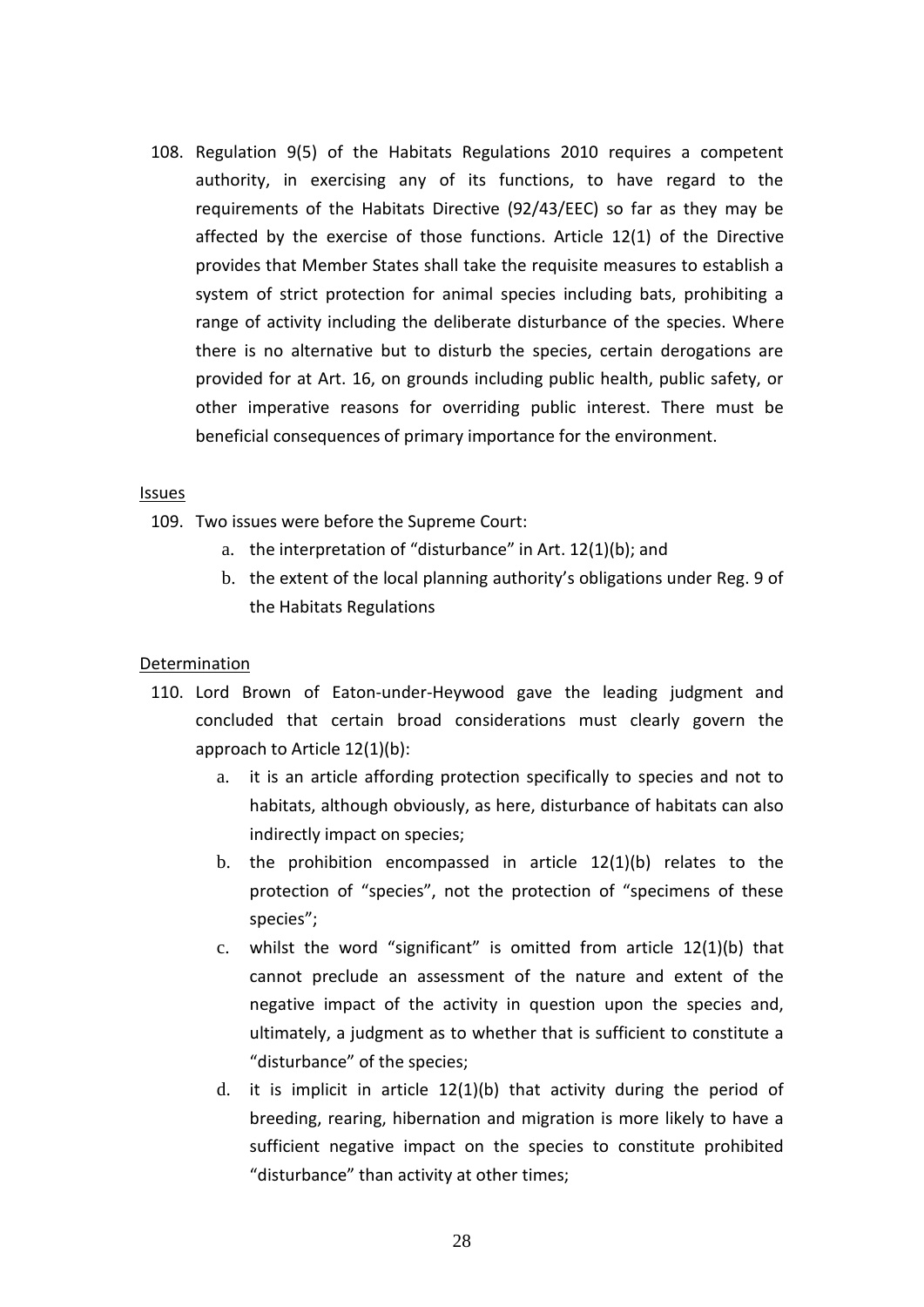108. Regulation 9(5) of the Habitats Regulations 2010 requires a competent authority, in exercising any of its functions, to have regard to the requirements of the Habitats Directive (92/43/EEC) so far as they may be affected by the exercise of those functions. Article 12(1) of the Directive provides that Member States shall take the requisite measures to establish a system of strict protection for animal species including bats, prohibiting a range of activity including the deliberate disturbance of the species. Where there is no alternative but to disturb the species, certain derogations are provided for at Art. 16, on grounds including public health, public safety, or other imperative reasons for overriding public interest. There must be beneficial consequences of primary importance for the environment.

<u>Issues</u>

109. Two issues were before the Supreme Court:
    a. the interpretation of "disturbance" in Art. 12(1)(b); and
    b. the extent of the local planning authority's obligations under Reg. 9 of the Habitats Regulations

<u>Determination</u>

110. Lord Brown of Eaton-under-Heywood gave the leading judgment and concluded that certain broad considerations must clearly govern the approach to Article 12(1)(b):
    a. it is an article affording protection specifically to species and not to habitats, although obviously, as here, disturbance of habitats can also indirectly impact on species;
    b. the prohibition encompassed in article 12(1)(b) relates to the protection of "species", not the protection of "specimens of these species";
    c. whilst the word "significant" is omitted from article 12(1)(b) that cannot preclude an assessment of the nature and extent of the negative impact of the activity in question upon the species and, ultimately, a judgment as to whether that is sufficient to constitute a "disturbance" of the species;
    d. it is implicit in article 12(1)(b) that activity during the period of breeding, rearing, hibernation and migration is more likely to have a sufficient negative impact on the species to constitute prohibited "disturbance" than activity at other times;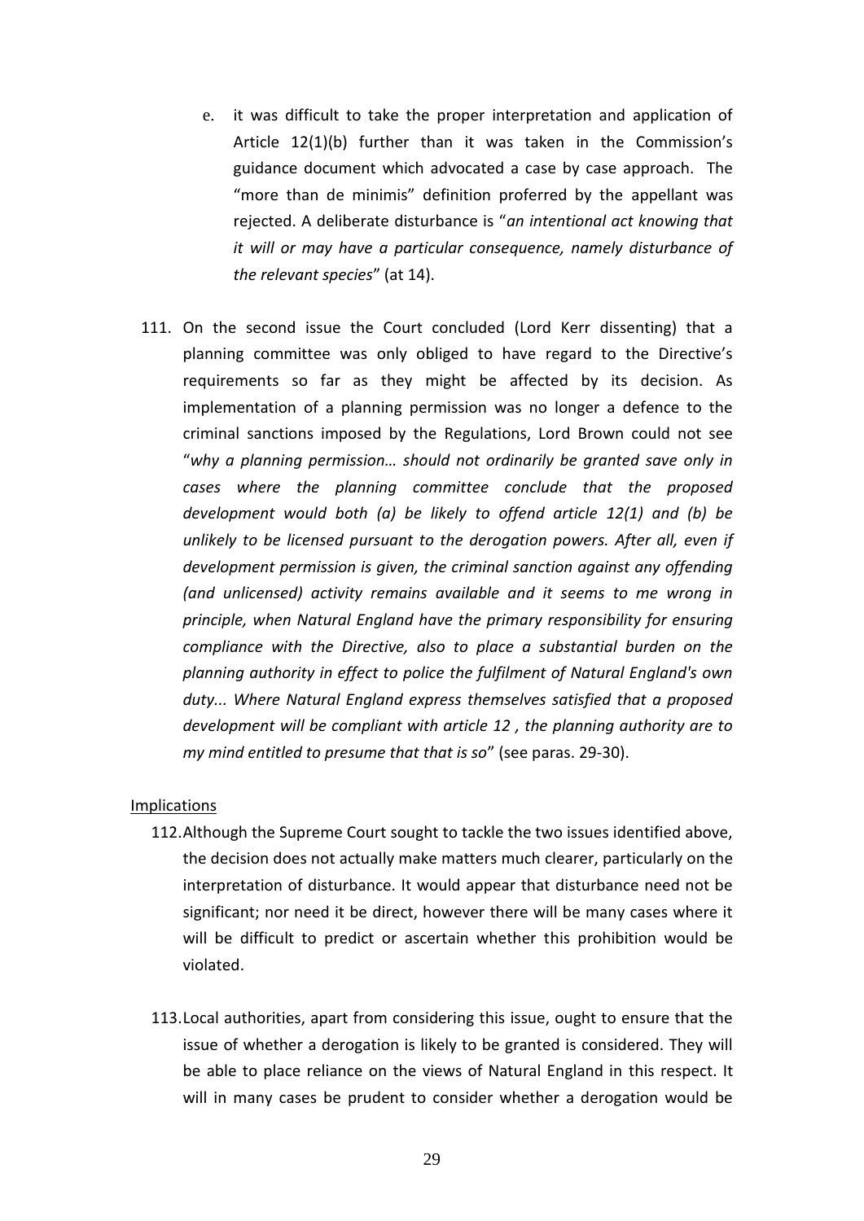e. it was difficult to take the proper interpretation and application of Article 12(1)(b) further than it was taken in the Commission's guidance document which advocated a case by case approach. The "more than de minimis" definition proferred by the appellant was rejected. A deliberate disturbance is "*an intentional act knowing that it will or may have a particular consequence, namely disturbance of the relevant species*" (at 14).

111. On the second issue the Court concluded (Lord Kerr dissenting) that a planning committee was only obliged to have regard to the Directive's requirements so far as they might be affected by its decision. As implementation of a planning permission was no longer a defence to the criminal sanctions imposed by the Regulations, Lord Brown could not see "*why a planning permission… should not ordinarily be granted save only in cases where the planning committee conclude that the proposed development would both (a) be likely to offend article 12(1) and (b) be unlikely to be licensed pursuant to the derogation powers. After all, even if development permission is given, the criminal sanction against any offending (and unlicensed) activity remains available and it seems to me wrong in principle, when Natural England have the primary responsibility for ensuring compliance with the Directive, also to place a substantial burden on the planning authority in effect to police the fulfilment of Natural England's own duty... Where Natural England express themselves satisfied that a proposed development will be compliant with article 12 , the planning authority are to my mind entitled to presume that that is so*" (see paras. 29-30).

<u>Implications</u>

112. Although the Supreme Court sought to tackle the two issues identified above, the decision does not actually make matters much clearer, particularly on the interpretation of disturbance. It would appear that disturbance need not be significant; nor need it be direct, however there will be many cases where it will be difficult to predict or ascertain whether this prohibition would be violated.

113. Local authorities, apart from considering this issue, ought to ensure that the issue of whether a derogation is likely to be granted is considered. They will be able to place reliance on the views of Natural England in this respect. It will in many cases be prudent to consider whether a derogation would be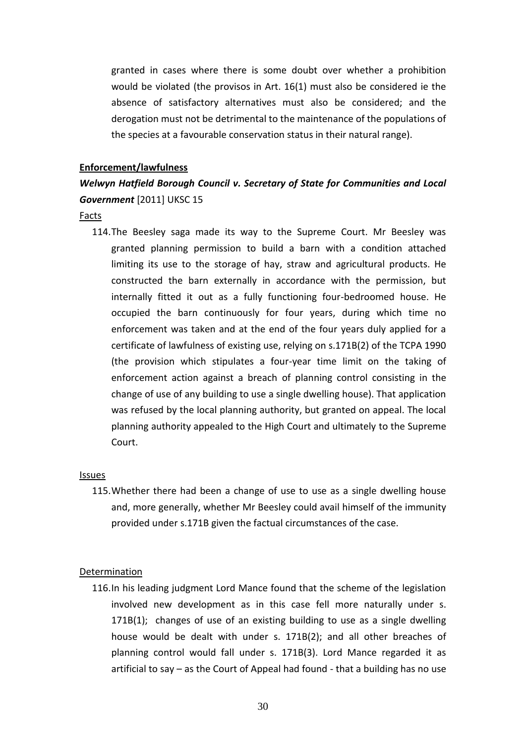granted in cases where there is some doubt over whether a prohibition would be violated (the provisos in Art. 16(1) must also be considered ie the absence of satisfactory alternatives must also be considered; and the derogation must not be detrimental to the maintenance of the populations of the species at a favourable conservation status in their natural range).

**Enforcement/lawfulness**

***Welwyn Hatfield Borough Council v. Secretary of State for Communities and Local Government*** **[2011] UKSC 15**

Facts

114. The Beesley saga made its way to the Supreme Court. Mr Beesley was granted planning permission to build a barn with a condition attached limiting its use to the storage of hay, straw and agricultural products. He constructed the barn externally in accordance with the permission, but internally fitted it out as a fully functioning four-bedroomed house. He occupied the barn continuously for four years, during which time no enforcement was taken and at the end of the four years duly applied for a certificate of lawfulness of existing use, relying on s.171B(2) of the TCPA 1990 (the provision which stipulates a four-year time limit on the taking of enforcement action against a breach of planning control consisting in the change of use of any building to use a single dwelling house). That application was refused by the local planning authority, but granted on appeal. The local planning authority appealed to the High Court and ultimately to the Supreme Court.

Issues

115. Whether there had been a change of use to use as a single dwelling house and, more generally, whether Mr Beesley could avail himself of the immunity provided under s.171B given the factual circumstances of the case.

Determination

116. In his leading judgment Lord Mance found that the scheme of the legislation involved new development as in this case fell more naturally under s. 171B(1); changes of use of an existing building to use as a single dwelling house would be dealt with under s. 171B(2); and all other breaches of planning control would fall under s. 171B(3). Lord Mance regarded it as artificial to say – as the Court of Appeal had found - that a building has no use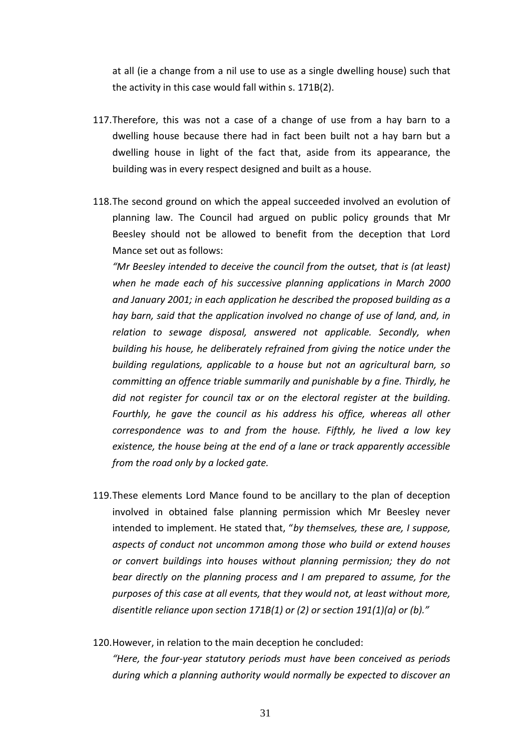at all (ie a change from a nil use to use as a single dwelling house) such that the activity in this case would fall within s. 171B(2).

117. Therefore, this was not a case of a change of use from a hay barn to a dwelling house because there had in fact been built not a hay barn but a dwelling house in light of the fact that, aside from its appearance, the building was in every respect designed and built as a house.

118. The second ground on which the appeal succeeded involved an evolution of planning law. The Council had argued on public policy grounds that Mr Beesley should not be allowed to benefit from the deception that Lord Mance set out as follows:

*"Mr Beesley intended to deceive the council from the outset, that is (at least) when he made each of his successive planning applications in March 2000 and January 2001; in each application he described the proposed building as a hay barn, said that the application involved no change of use of land, and, in relation to sewage disposal, answered not applicable. Secondly, when building his house, he deliberately refrained from giving the notice under the building regulations, applicable to a house but not an agricultural barn, so committing an offence triable summarily and punishable by a fine. Thirdly, he did not register for council tax or on the electoral register at the building. Fourthly, he gave the council as his address his office, whereas all other correspondence was to and from the house. Fifthly, he lived a low key existence, the house being at the end of a lane or track apparently accessible from the road only by a locked gate.*

119. These elements Lord Mance found to be ancillary to the plan of deception involved in obtained false planning permission which Mr Beesley never intended to implement. He stated that, "*by themselves, these are, I suppose, aspects of conduct not uncommon among those who build or extend houses or convert buildings into houses without planning permission; they do not bear directly on the planning process and I am prepared to assume, for the purposes of this case at all events, that they would not, at least without more, disentitle reliance upon section 171B(1) or (2) or section 191(1)(a) or (b)."*

120. However, in relation to the main deception he concluded:

*"Here, the four-year statutory periods must have been conceived as periods during which a planning authority would normally be expected to discover an*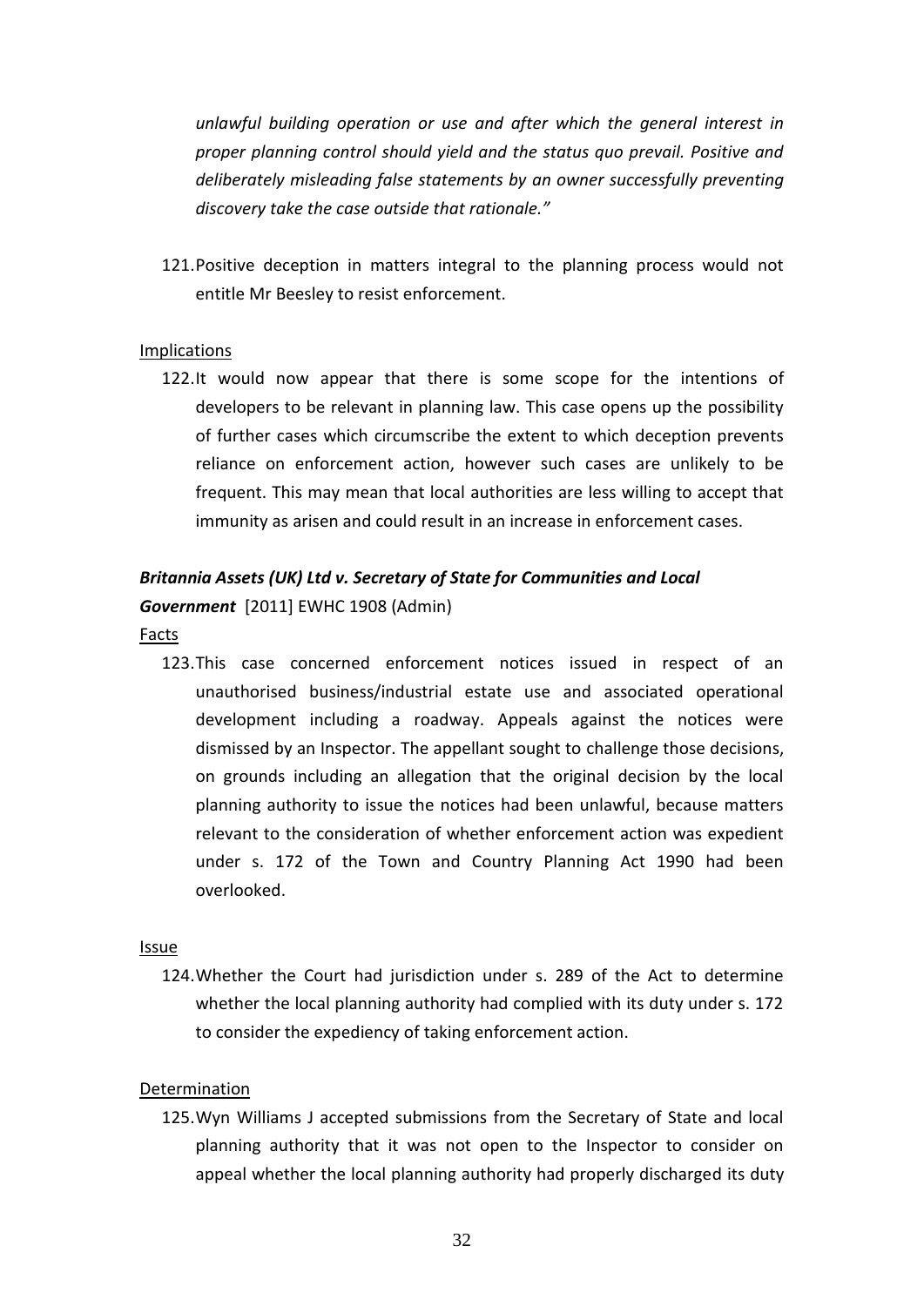*unlawful building operation or use and after which the general interest in proper planning control should yield and the status quo prevail. Positive and deliberately misleading false statements by an owner successfully preventing discovery take the case outside that rationale."*

121. Positive deception in matters integral to the planning process would not entitle Mr Beesley to resist enforcement.

Implications

122. It would now appear that there is some scope for the intentions of developers to be relevant in planning law. This case opens up the possibility of further cases which circumscribe the extent to which deception prevents reliance on enforcement action, however such cases are unlikely to be frequent. This may mean that local authorities are less willing to accept that immunity as arisen and could result in an increase in enforcement cases.

### *Britannia Assets (UK) Ltd v. Secretary of State for Communities and Local Government* [2011] EWHC 1908 (Admin)

Facts

123. This case concerned enforcement notices issued in respect of an unauthorised business/industrial estate use and associated operational development including a roadway. Appeals against the notices were dismissed by an Inspector. The appellant sought to challenge those decisions, on grounds including an allegation that the original decision by the local planning authority to issue the notices had been unlawful, because matters relevant to the consideration of whether enforcement action was expedient under s. 172 of the Town and Country Planning Act 1990 had been overlooked.

Issue

124. Whether the Court had jurisdiction under s. 289 of the Act to determine whether the local planning authority had complied with its duty under s. 172 to consider the expediency of taking enforcement action.

Determination

125. Wyn Williams J accepted submissions from the Secretary of State and local planning authority that it was not open to the Inspector to consider on appeal whether the local planning authority had properly discharged its duty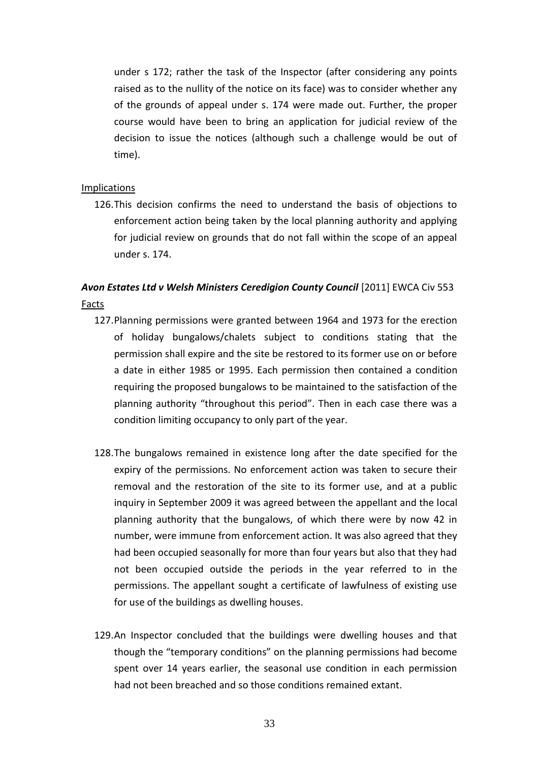under s 172; rather the task of the Inspector (after considering any points raised as to the nullity of the notice on its face) was to consider whether any of the grounds of appeal under s. 174 were made out. Further, the proper course would have been to bring an application for judicial review of the decision to issue the notices (although such a challenge would be out of time).

Implications

126. This decision confirms the need to understand the basis of objections to enforcement action being taken by the local planning authority and applying for judicial review on grounds that do not fall within the scope of an appeal under s. 174.

***Avon Estates Ltd v Welsh Ministers Ceredigion County Council*** [2011] EWCA Civ 553

Facts

127. Planning permissions were granted between 1964 and 1973 for the erection of holiday bungalows/chalets subject to conditions stating that the permission shall expire and the site be restored to its former use on or before a date in either 1985 or 1995. Each permission then contained a condition requiring the proposed bungalows to be maintained to the satisfaction of the planning authority "throughout this period". Then in each case there was a condition limiting occupancy to only part of the year.

128. The bungalows remained in existence long after the date specified for the expiry of the permissions. No enforcement action was taken to secure their removal and the restoration of the site to its former use, and at a public inquiry in September 2009 it was agreed between the appellant and the local planning authority that the bungalows, of which there were by now 42 in number, were immune from enforcement action. It was also agreed that they had been occupied seasonally for more than four years but also that they had not been occupied outside the periods in the year referred to in the permissions. The appellant sought a certificate of lawfulness of existing use for use of the buildings as dwelling houses.

129. An Inspector concluded that the buildings were dwelling houses and that though the "temporary conditions" on the planning permissions had become spent over 14 years earlier, the seasonal use condition in each permission had not been breached and so those conditions remained extant.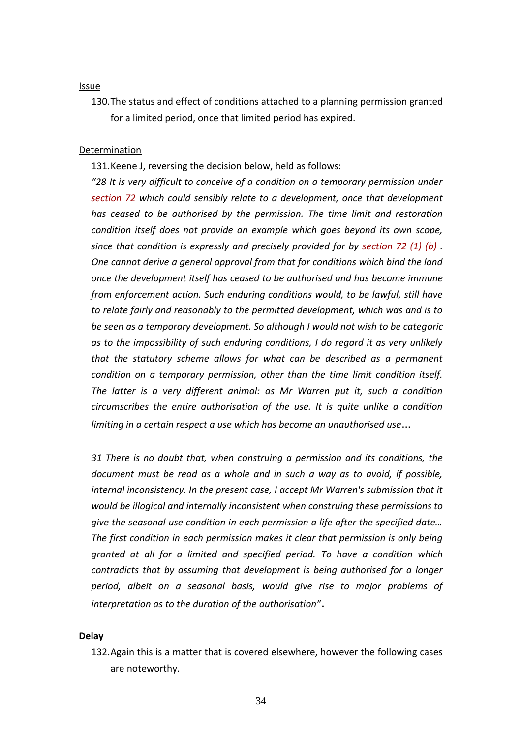Issue

130. The status and effect of conditions attached to a planning permission granted for a limited period, once that limited period has expired.

Determination

131. Keene J, reversing the decision below, held as follows:

*"28 It is very difficult to conceive of a condition on a temporary permission under section 72 which could sensibly relate to a development, once that development has ceased to be authorised by the permission. The time limit and restoration condition itself does not provide an example which goes beyond its own scope, since that condition is expressly and precisely provided for by section 72 (1) (b) . One cannot derive a general approval from that for conditions which bind the land once the development itself has ceased to be authorised and has become immune from enforcement action. Such enduring conditions would, to be lawful, still have to relate fairly and reasonably to the permitted development, which was and is to be seen as a temporary development. So although I would not wish to be categoric as to the impossibility of such enduring conditions, I do regard it as very unlikely that the statutory scheme allows for what can be described as a permanent condition on a temporary permission, other than the time limit condition itself. The latter is a very different animal: as Mr Warren put it, such a condition circumscribes the entire authorisation of the use. It is quite unlike a condition limiting in a certain respect a use which has become an unauthorised use*…

*31 There is no doubt that, when construing a permission and its conditions, the document must be read as a whole and in such a way as to avoid, if possible, internal inconsistency. In the present case, I accept Mr Warren's submission that it would be illogical and internally inconsistent when construing these permissions to give the seasonal use condition in each permission a life after the specified date… The first condition in each permission makes it clear that permission is only being granted at all for a limited and specified period. To have a condition which contradicts that by assuming that development is being authorised for a longer period, albeit on a seasonal basis, would give rise to major problems of interpretation as to the duration of the authorisation"*.

**Delay**

132. Again this is a matter that is covered elsewhere, however the following cases are noteworthy.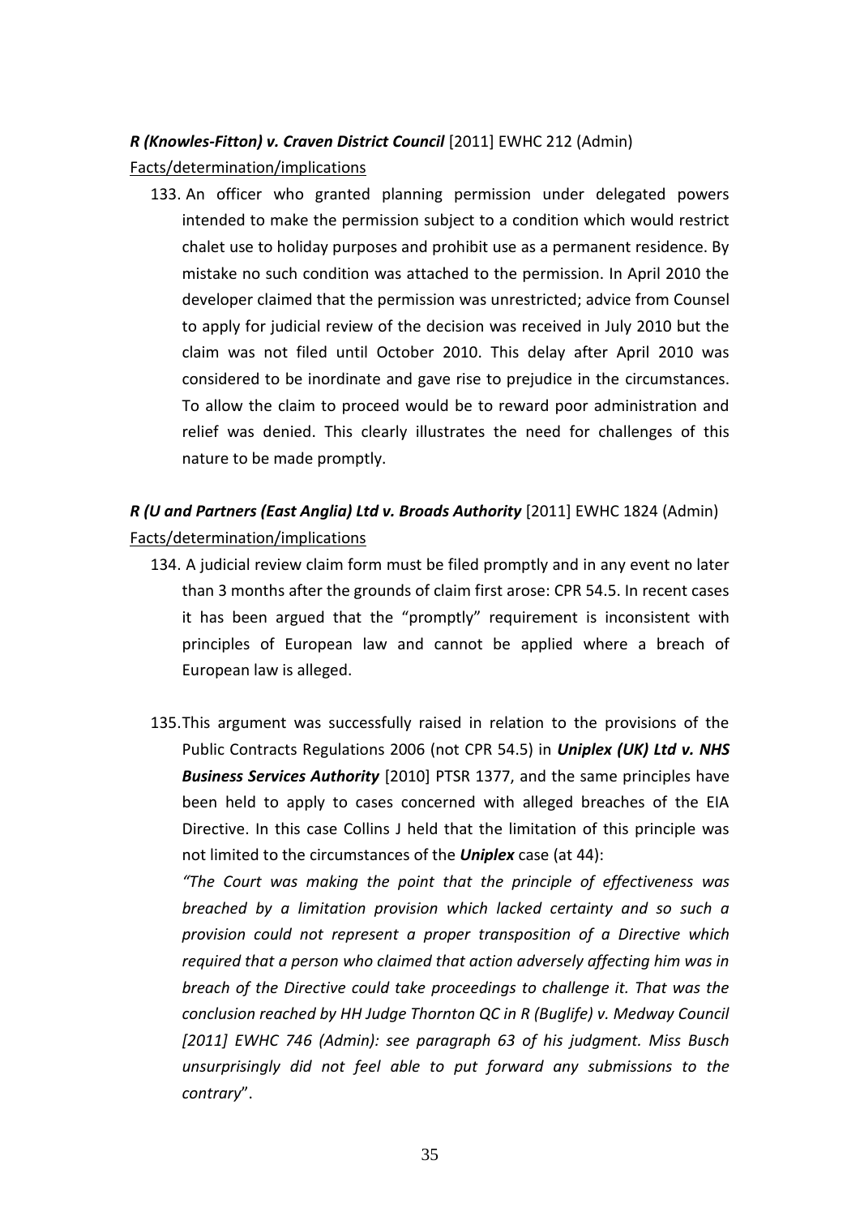***R (Knowles-Fitton) v. Craven District Council*** [2011] EWHC 212 (Admin)

Facts/determination/implications

133. An officer who granted planning permission under delegated powers intended to make the permission subject to a condition which would restrict chalet use to holiday purposes and prohibit use as a permanent residence. By mistake no such condition was attached to the permission. In April 2010 the developer claimed that the permission was unrestricted; advice from Counsel to apply for judicial review of the decision was received in July 2010 but the claim was not filed until October 2010. This delay after April 2010 was considered to be inordinate and gave rise to prejudice in the circumstances. To allow the claim to proceed would be to reward poor administration and relief was denied. This clearly illustrates the need for challenges of this nature to be made promptly.

***R (U and Partners (East Anglia) Ltd v. Broads Authority*** [2011] EWHC 1824 (Admin)

Facts/determination/implications

134. A judicial review claim form must be filed promptly and in any event no later than 3 months after the grounds of claim first arose: CPR 54.5. In recent cases it has been argued that the "promptly" requirement is inconsistent with principles of European law and cannot be applied where a breach of European law is alleged.

135. This argument was successfully raised in relation to the provisions of the Public Contracts Regulations 2006 (not CPR 54.5) in ***Uniplex (UK) Ltd v. NHS Business Services Authority*** [2010] PTSR 1377, and the same principles have been held to apply to cases concerned with alleged breaches of the EIA Directive. In this case Collins J held that the limitation of this principle was not limited to the circumstances of the ***Uniplex*** case (at 44):

*"The Court was making the point that the principle of effectiveness was breached by a limitation provision which lacked certainty and so such a provision could not represent a proper transposition of a Directive which required that a person who claimed that action adversely affecting him was in breach of the Directive could take proceedings to challenge it. That was the conclusion reached by HH Judge Thornton QC in R (Buglife) v. Medway Council [2011] EWHC 746 (Admin): see paragraph 63 of his judgment. Miss Busch unsurprisingly did not feel able to put forward any submissions to the contrary*".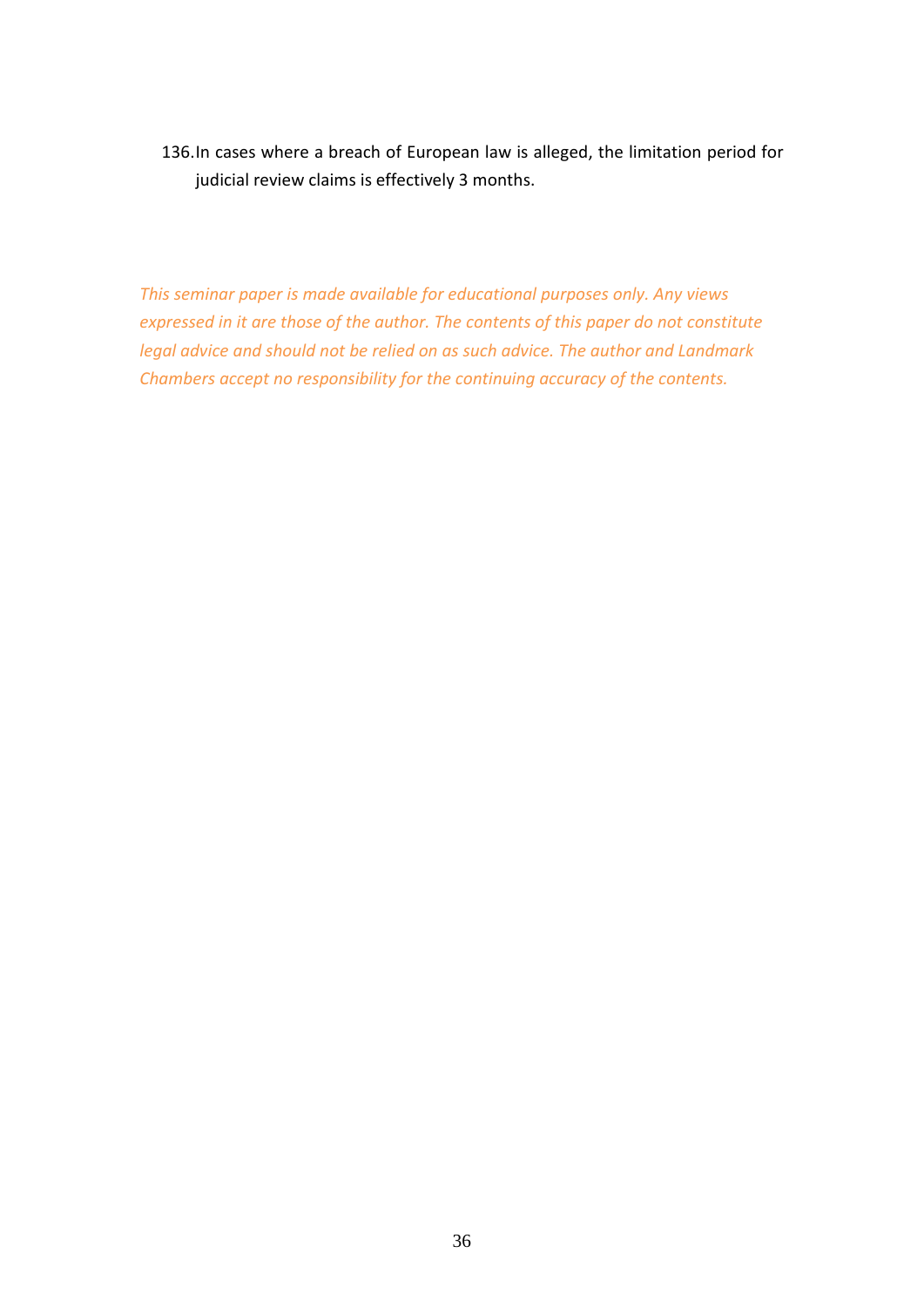136. In cases where a breach of European law is alleged, the limitation period for judicial review claims is effectively 3 months.

*This seminar paper is made available for educational purposes only. Any views expressed in it are those of the author. The contents of this paper do not constitute legal advice and should not be relied on as such advice. The author and Landmark Chambers accept no responsibility for the continuing accuracy of the contents.*